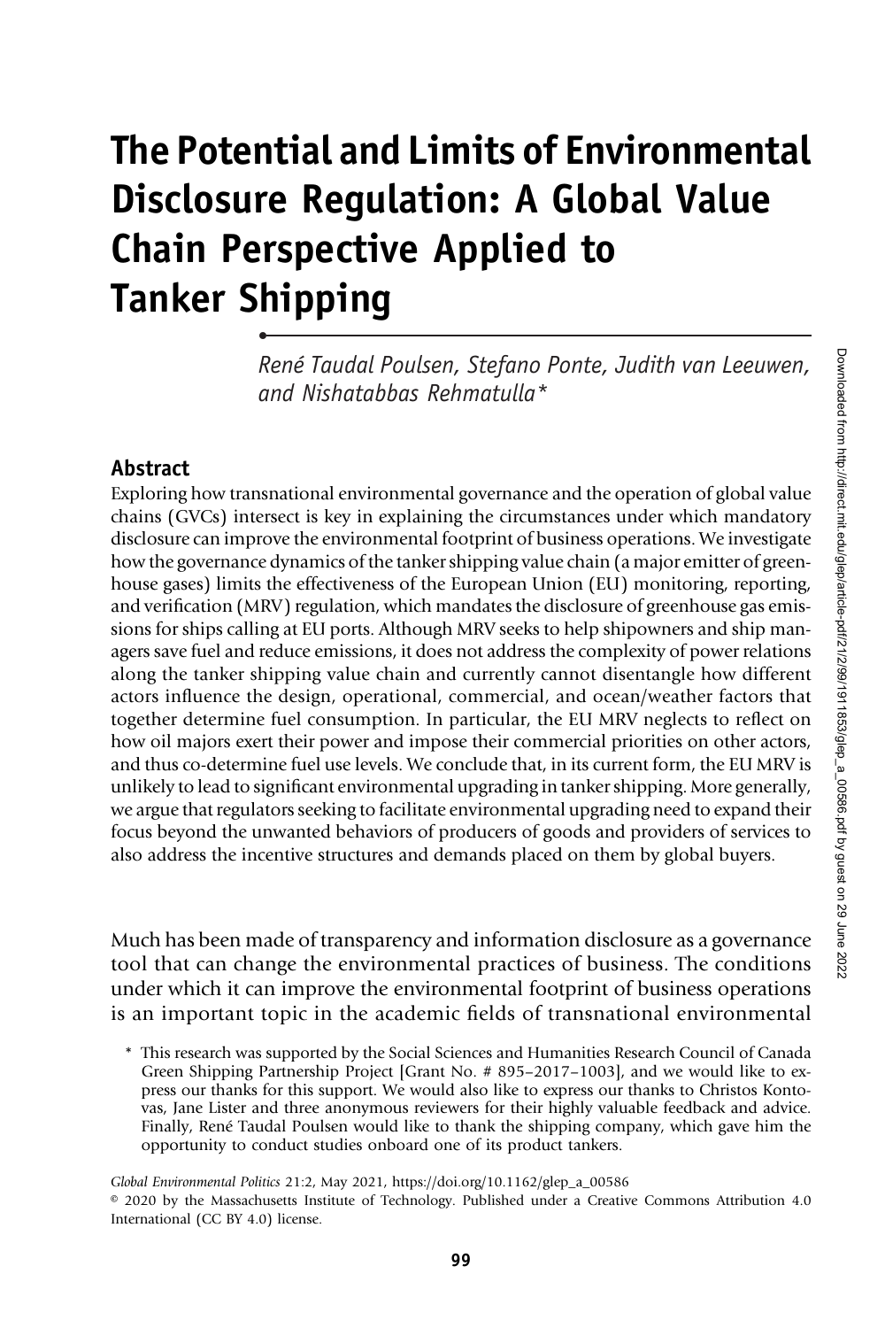# The Potential and Limits of Environmental Disclosure Regulation: A Global Value Chain Perspective Applied to Tanker Shipping

*René Taudal Poulsen, Stefano Ponte, Judith van Leeuwen, and Nishatabbas Rehmatulla\**

## Abstract

Exploring how transnational environmental governance and the operation of global value chains (GVCs) intersect is key in explaining the circumstances under which mandatory disclosure can improve the environmental footprint of business operations. We investigate how the governance dynamics of the tanker shipping value chain (a major emitter of greenhouse gases) limits the effectiveness of the European Union (EU) monitoring, reporting, and verification (MRV) regulation, which mandates the disclosure of greenhouse gas emissions for ships calling at EU ports. Although MRV seeks to help shipowners and ship managers save fuel and reduce emissions, it does not address the complexity of power relations along the tanker shipping value chain and currently cannot disentangle how different actors influence the design, operational, commercial, and ocean/weather factors that together determine fuel consumption. In particular, the EU MRV neglects to reflect on how oil majors exert their power and impose their commercial priorities on other actors, and thus co-determine fuel use levels. We conclude that, in its current form, the EU MRV is unlikely to lead to significant environmental upgrading in tanker shipping. More generally, we argue that regulators seeking to facilitate environmental upgrading need to expand their focus beyond the unwanted behaviors of producers of goods and providers of services to also address the incentive structures and demands placed on them by global buyers.

Much has been made of transparency and information disclosure as a governance tool that can change the environmental practices of business. The conditions under which it can improve the environmental footprint of business operations is an important topic in the academic fields of transnational environmental

\* This research was supported by the Social Sciences and Humanities Research Council of Canada Green Shipping Partnership Project [Grant No. # 895–2017–1003], and we would like to express our thanks for this support. We would also like to express our thanks to Christos Kontovas, Jane Lister and three anonymous reviewers for their highly valuable feedback and advice. Finally, René Taudal Poulsen would like to thank the shipping company, which gave him the opportunity to conduct studies onboard one of its product tankers.

*Global Environmental Politics* 21:2, May 2021, https://doi.org/10.1162/glep_a_00586

© 2020 by the Massachusetts Institute of Technology. Published under a Creative Commons Attribution 4.0 International (CC BY 4.0) license.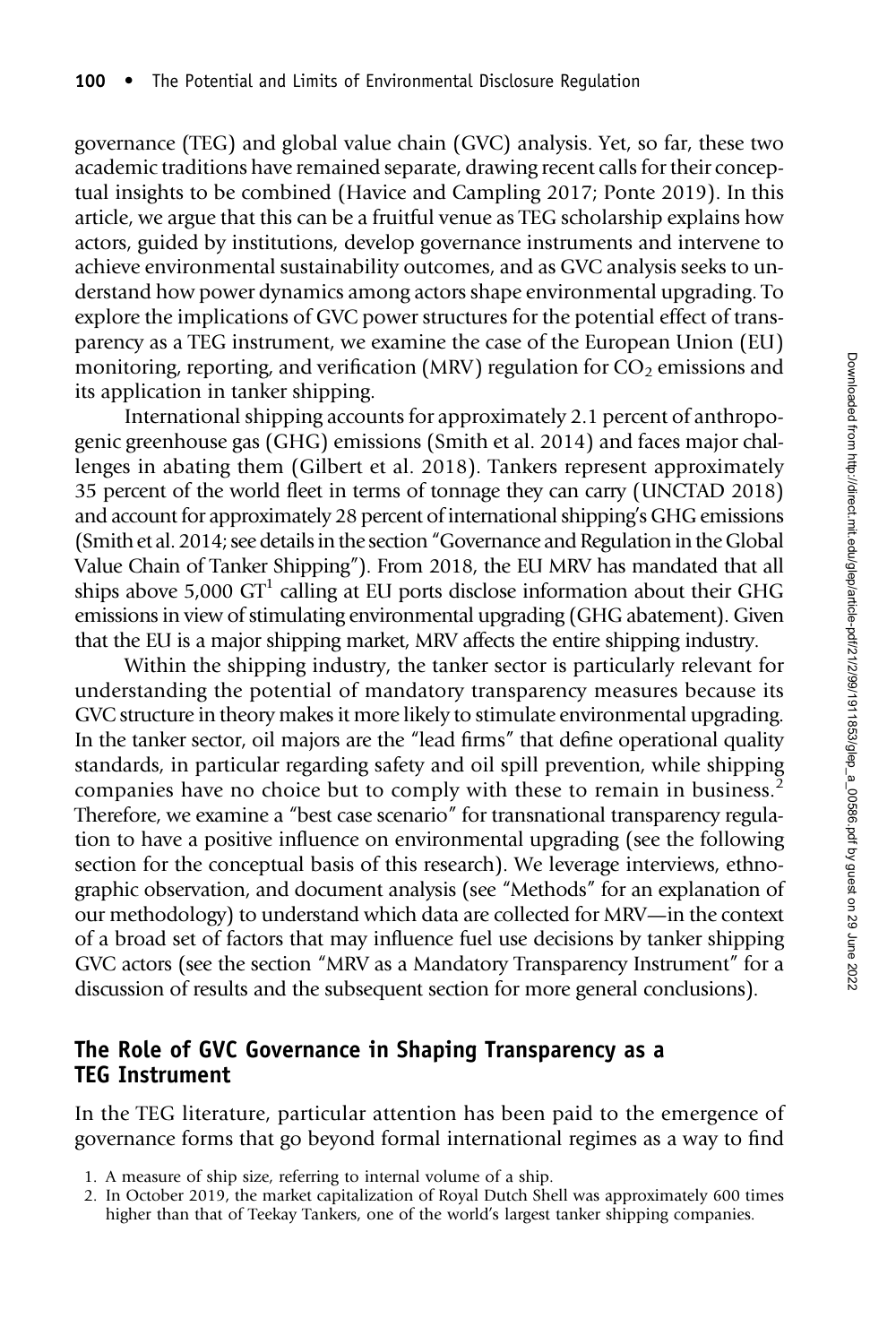governance (TEG) and global value chain (GVC) analysis. Yet, so far, these two academic traditions have remained separate, drawing recent calls for their conceptual insights to be combined (Havice and Campling 2017; Ponte 2019). In this article, we argue that this can be a fruitful venue as TEG scholarship explains how actors, guided by institutions, develop governance instruments and intervene to achieve environmental sustainability outcomes, and as GVC analysis seeks to understand how power dynamics among actors shape environmental upgrading. To explore the implications of GVC power structures for the potential effect of transparency as a TEG instrument, we examine the case of the European Union (EU) monitoring, reporting, and verification (MRV) regulation for $CO_2$ emissions and its application in tanker shipping.

International shipping accounts for approximately 2.1 percent of anthropogenic greenhouse gas (GHG) emissions (Smith et al. 2014) and faces major challenges in abating them (Gilbert et al. 2018). Tankers represent approximately 35 percent of the world fleet in terms of tonnage they can carry (UNCTAD 2018) and account for approximately 28 percent of international shipping's GHG emissions (Smith et al. 2014; see details in the section "Governance and Regulation in the Global Value Chain of Tanker Shipping"). From 2018, the EU MRV has mandated that all ships above 5,000 GT[1] calling at EU ports disclose information about their GHG emissions in view of stimulating environmental upgrading (GHG abatement). Given that the EU is a major shipping market, MRV affects the entire shipping industry.

Within the shipping industry, the tanker sector is particularly relevant for understanding the potential of mandatory transparency measures because its GVC structure in theory makes it more likely to stimulate environmental upgrading. In the tanker sector, oil majors are the "lead firms" that define operational quality standards, in particular regarding safety and oil spill prevention, while shipping companies have no choice but to comply with these to remain in business.[2] Therefore, we examine a "best case scenario" for transnational transparency regulation to have a positive influence on environmental upgrading (see the following section for the conceptual basis of this research). We leverage interviews, ethnographic observation, and document analysis (see "Methods" for an explanation of our methodology) to understand which data are collected for MRV—in the context of a broad set of factors that may influence fuel use decisions by tanker shipping GVC actors (see the section "MRV as a Mandatory Transparency Instrument" for a discussion of results and the subsequent section for more general conclusions).

## The Role of GVC Governance in Shaping Transparency as a TEG Instrument

In the TEG literature, particular attention has been paid to the emergence of governance forms that go beyond formal international regimes as a way to find

1. A measure of ship size, referring to internal volume of a ship.
2. In October 2019, the market capitalization of Royal Dutch Shell was approximately 600 times higher than that of Teekay Tankers, one of the world's largest tanker shipping companies.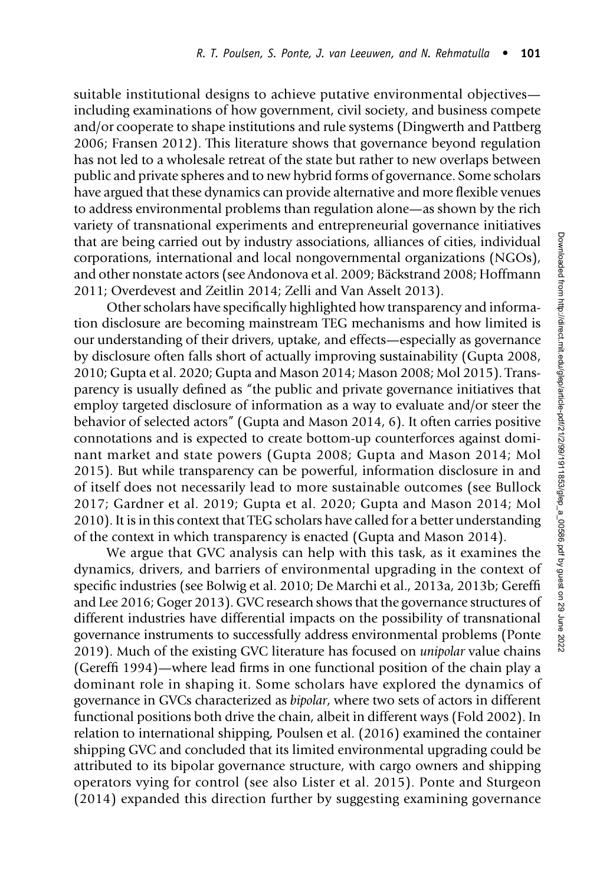suitable institutional designs to achieve putative environmental objectives—including examinations of how government, civil society, and business compete and/or cooperate to shape institutions and rule systems (Dingwerth and Pattberg 2006; Fransen 2012). This literature shows that governance beyond regulation has not led to a wholesale retreat of the state but rather to new overlaps between public and private spheres and to new hybrid forms of governance. Some scholars have argued that these dynamics can provide alternative and more flexible venues to address environmental problems than regulation alone—as shown by the rich variety of transnational experiments and entrepreneurial governance initiatives that are being carried out by industry associations, alliances of cities, individual corporations, international and local nongovernmental organizations (NGOs), and other nonstate actors (see Andonova et al. 2009; Bäckstrand 2008; Hoffmann 2011; Overdevest and Zeitlin 2014; Zelli and Van Asselt 2013).

Other scholars have specifically highlighted how transparency and information disclosure are becoming mainstream TEG mechanisms and how limited is our understanding of their drivers, uptake, and effects—especially as governance by disclosure often falls short of actually improving sustainability (Gupta 2008, 2010; Gupta et al. 2020; Gupta and Mason 2014; Mason 2008; Mol 2015). Transparency is usually defined as "the public and private governance initiatives that employ targeted disclosure of information as a way to evaluate and/or steer the behavior of selected actors" (Gupta and Mason 2014, 6). It often carries positive connotations and is expected to create bottom-up counterforces against dominant market and state powers (Gupta 2008; Gupta and Mason 2014; Mol 2015). But while transparency can be powerful, information disclosure in and of itself does not necessarily lead to more sustainable outcomes (see Bullock 2017; Gardner et al. 2019; Gupta et al. 2020; Gupta and Mason 2014; Mol 2010). It is in this context that TEG scholars have called for a better understanding of the context in which transparency is enacted (Gupta and Mason 2014).

We argue that GVC analysis can help with this task, as it examines the dynamics, drivers, and barriers of environmental upgrading in the context of specific industries (see Bolwig et al. 2010; De Marchi et al., 2013a, 2013b; Gereffi and Lee 2016; Goger 2013). GVC research shows that the governance structures of different industries have differential impacts on the possibility of transnational governance instruments to successfully address environmental problems (Ponte 2019). Much of the existing GVC literature has focused on *unipolar* value chains (Gereffi 1994)—where lead firms in one functional position of the chain play a dominant role in shaping it. Some scholars have explored the dynamics of governance in GVCs characterized as *bipolar*, where two sets of actors in different functional positions both drive the chain, albeit in different ways (Fold 2002). In relation to international shipping, Poulsen et al. (2016) examined the container shipping GVC and concluded that its limited environmental upgrading could be attributed to its bipolar governance structure, with cargo owners and shipping operators vying for control (see also Lister et al. 2015). Ponte and Sturgeon (2014) expanded this direction further by suggesting examining governance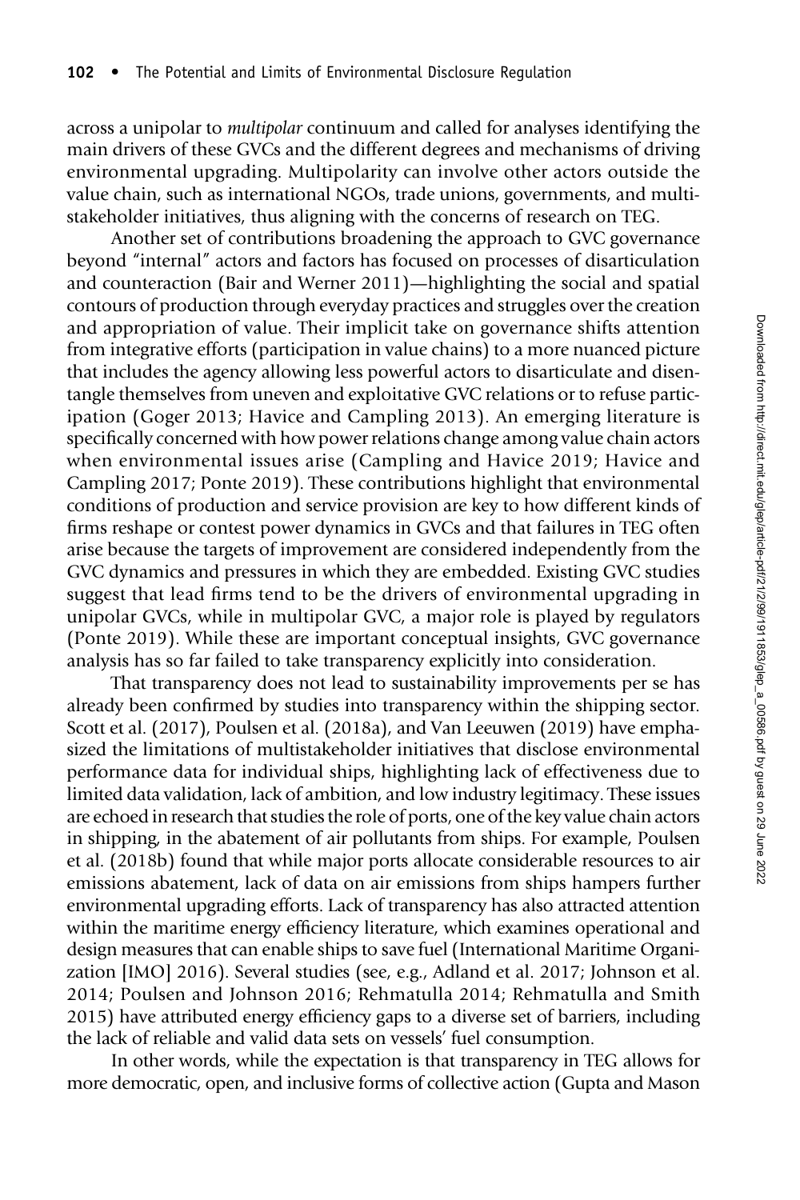across a unipolar to *multipolar* continuum and called for analyses identifying the main drivers of these GVCs and the different degrees and mechanisms of driving environmental upgrading. Multipolarity can involve other actors outside the value chain, such as international NGOs, trade unions, governments, and multistakeholder initiatives, thus aligning with the concerns of research on TEG.

Another set of contributions broadening the approach to GVC governance beyond "internal" actors and factors has focused on processes of disarticulation and counteraction (Bair and Werner 2011)—highlighting the social and spatial contours of production through everyday practices and struggles over the creation and appropriation of value. Their implicit take on governance shifts attention from integrative efforts (participation in value chains) to a more nuanced picture that includes the agency allowing less powerful actors to disarticulate and disentangle themselves from uneven and exploitative GVC relations or to refuse participation (Goger 2013; Havice and Campling 2013). An emerging literature is specifically concerned with how power relations change among value chain actors when environmental issues arise (Campling and Havice 2019; Havice and Campling 2017; Ponte 2019). These contributions highlight that environmental conditions of production and service provision are key to how different kinds of firms reshape or contest power dynamics in GVCs and that failures in TEG often arise because the targets of improvement are considered independently from the GVC dynamics and pressures in which they are embedded. Existing GVC studies suggest that lead firms tend to be the drivers of environmental upgrading in unipolar GVCs, while in multipolar GVC, a major role is played by regulators (Ponte 2019). While these are important conceptual insights, GVC governance analysis has so far failed to take transparency explicitly into consideration.

That transparency does not lead to sustainability improvements per se has already been confirmed by studies into transparency within the shipping sector. Scott et al. (2017), Poulsen et al. (2018a), and Van Leeuwen (2019) have emphasized the limitations of multistakeholder initiatives that disclose environmental performance data for individual ships, highlighting lack of effectiveness due to limited data validation, lack of ambition, and low industry legitimacy. These issues are echoed in research that studies the role of ports, one of the key value chain actors in shipping, in the abatement of air pollutants from ships. For example, Poulsen et al. (2018b) found that while major ports allocate considerable resources to air emissions abatement, lack of data on air emissions from ships hampers further environmental upgrading efforts. Lack of transparency has also attracted attention within the maritime energy efficiency literature, which examines operational and design measures that can enable ships to save fuel (International Maritime Organization [IMO] 2016). Several studies (see, e.g., Adland et al. 2017; Johnson et al. 2014; Poulsen and Johnson 2016; Rehmatulla 2014; Rehmatulla and Smith 2015) have attributed energy efficiency gaps to a diverse set of barriers, including the lack of reliable and valid data sets on vessels' fuel consumption.

In other words, while the expectation is that transparency in TEG allows for more democratic, open, and inclusive forms of collective action (Gupta and Mason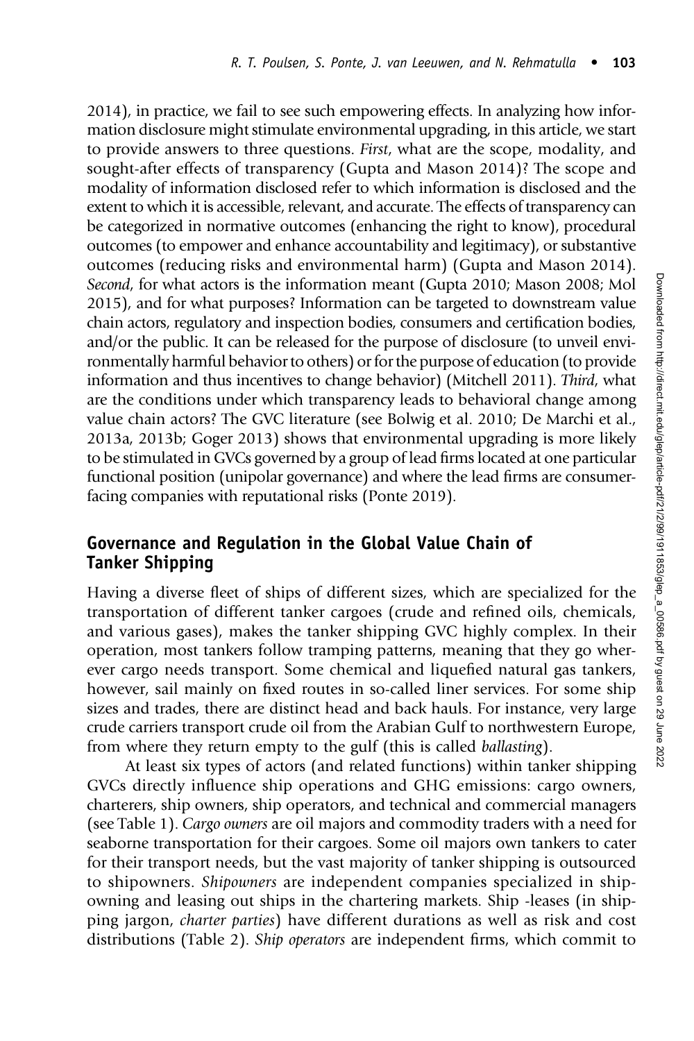2014), in practice, we fail to see such empowering effects. In analyzing how information disclosure might stimulate environmental upgrading, in this article, we start to provide answers to three questions. *First*, what are the scope, modality, and sought-after effects of transparency (Gupta and Mason 2014)? The scope and modality of information disclosed refer to which information is disclosed and the extent to which it is accessible, relevant, and accurate. The effects of transparency can be categorized in normative outcomes (enhancing the right to know), procedural outcomes (to empower and enhance accountability and legitimacy), or substantive outcomes (reducing risks and environmental harm) (Gupta and Mason 2014). *Second*, for what actors is the information meant (Gupta 2010; Mason 2008; Mol 2015), and for what purposes? Information can be targeted to downstream value chain actors, regulatory and inspection bodies, consumers and certification bodies, and/or the public. It can be released for the purpose of disclosure (to unveil environmentally harmful behavior to others) or for the purpose of education (to provide information and thus incentives to change behavior) (Mitchell 2011). *Third*, what are the conditions under which transparency leads to behavioral change among value chain actors? The GVC literature (see Bolwig et al. 2010; De Marchi et al., 2013a, 2013b; Goger 2013) shows that environmental upgrading is more likely to be stimulated in GVCs governed by a group of lead firms located at one particular functional position (unipolar governance) and where the lead firms are consumer-facing companies with reputational risks (Ponte 2019).

## Governance and Regulation in the Global Value Chain of Tanker Shipping

Having a diverse fleet of ships of different sizes, which are specialized for the transportation of different tanker cargoes (crude and refined oils, chemicals, and various gases), makes the tanker shipping GVC highly complex. In their operation, most tankers follow tramping patterns, meaning that they go wherever cargo needs transport. Some chemical and liquefied natural gas tankers, however, sail mainly on fixed routes in so-called liner services. For some ship sizes and trades, there are distinct head and back hauls. For instance, very large crude carriers transport crude oil from the Arabian Gulf to northwestern Europe, from where they return empty to the gulf (this is called *ballasting*).

At least six types of actors (and related functions) within tanker shipping GVCs directly influence ship operations and GHG emissions: cargo owners, charterers, ship owners, ship operators, and technical and commercial managers (see Table 1). *Cargo owners* are oil majors and commodity traders with a need for seaborne transportation for their cargoes. Some oil majors own tankers to cater for their transport needs, but the vast majority of tanker shipping is outsourced to shipowners. *Shipowners* are independent companies specialized in shipowning and leasing out ships in the chartering markets. Ship -leases (in shipping jargon, *charter parties*) have different durations as well as risk and cost distributions (Table 2). *Ship operators* are independent firms, which commit to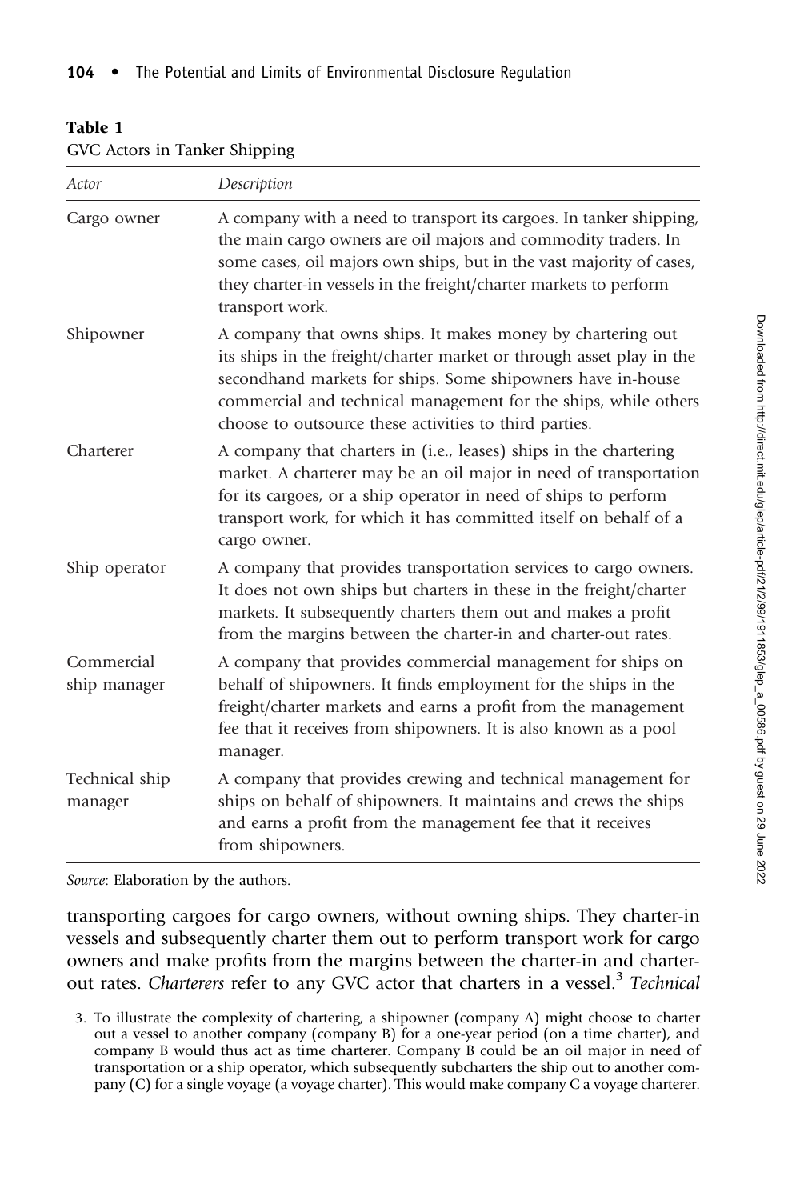**Table 1**
GVC Actors in Tanker Shipping

| *Actor* | *Description* |
|---|---|
| Cargo owner | A company with a need to transport its cargoes. In tanker shipping, the main cargo owners are oil majors and commodity traders. In some cases, oil majors own ships, but in the vast majority of cases, they charter-in vessels in the freight/charter markets to perform transport work. |
| Shipowner | A company that owns ships. It makes money by chartering out its ships in the freight/charter market or through asset play in the secondhand markets for ships. Some shipowners have in-house commercial and technical management for the ships, while others choose to outsource these activities to third parties. |
| Charterer | A company that charters in (i.e., leases) ships in the chartering market. A charterer may be an oil major in need of transportation for its cargoes, or a ship operator in need of ships to perform transport work, for which it has committed itself on behalf of a cargo owner. |
| Ship operator | A company that provides transportation services to cargo owners. It does not own ships but charters in these in the freight/charter markets. It subsequently charters them out and makes a profit from the margins between the charter-in and charter-out rates. |
| Commercial ship manager | A company that provides commercial management for ships on behalf of shipowners. It finds employment for the ships in the freight/charter markets and earns a profit from the management fee that it receives from shipowners. It is also known as a pool manager. |
| Technical ship manager | A company that provides crewing and technical management for ships on behalf of shipowners. It maintains and crews the ships and earns a profit from the management fee that it receives from shipowners. |

*Source*: Elaboration by the authors.

transporting cargoes for cargo owners, without owning ships. They charter-in vessels and subsequently charter them out to perform transport work for cargo owners and make profits from the margins between the charter-in and charter-out rates. *Charterers* refer to any GVC actor that charters in a vessel.[3] *Technical*

3. To illustrate the complexity of chartering, a shipowner (company A) might choose to charter out a vessel to another company (company B) for a one-year period (on a time charter), and company B would thus act as time charterer. Company B could be an oil major in need of transportation or a ship operator, which subsequently subcharters the ship out to another company (C) for a single voyage (a voyage charter). This would make company C a voyage charterer.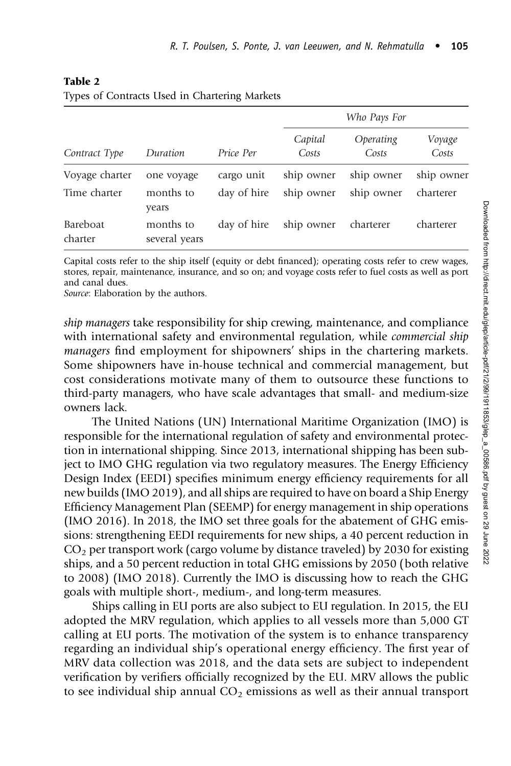**Table 2**
Types of Contracts Used in Chartering Markets

| | | | Who Pays For | | |
|---|---|---|---|---|---|
| *Contract Type* | *Duration* | *Price Per* | *Capital Costs* | *Operating Costs* | *Voyage Costs* |
| Voyage charter | one voyage | cargo unit | ship owner | ship owner | ship owner |
| Time charter | months to years | day of hire | ship owner | ship owner | charterer |
| Bareboat charter | months to several years | day of hire | ship owner | charterer | charterer |

Capital costs refer to the ship itself (equity or debt financed); operating costs refer to crew wages, stores, repair, maintenance, insurance, and so on; and voyage costs refer to fuel costs as well as port and canal dues.
*Source*: Elaboration by the authors.

*ship managers* take responsibility for ship crewing, maintenance, and compliance with international safety and environmental regulation, while *commercial ship managers* find employment for shipowners' ships in the chartering markets. Some shipowners have in-house technical and commercial management, but cost considerations motivate many of them to outsource these functions to third-party managers, who have scale advantages that small- and medium-size owners lack.

The United Nations (UN) International Maritime Organization (IMO) is responsible for the international regulation of safety and environmental protection in international shipping. Since 2013, international shipping has been subject to IMO GHG regulation via two regulatory measures. The Energy Efficiency Design Index (EEDI) specifies minimum energy efficiency requirements for all new builds (IMO 2019), and all ships are required to have on board a Ship Energy Efficiency Management Plan (SEEMP) for energy management in ship operations (IMO 2016). In 2018, the IMO set three goals for the abatement of GHG emissions: strengthening EEDI requirements for new ships, a 40 percent reduction in $CO_2$ per transport work (cargo volume by distance traveled) by 2030 for existing ships, and a 50 percent reduction in total GHG emissions by 2050 (both relative to 2008) (IMO 2018). Currently the IMO is discussing how to reach the GHG goals with multiple short-, medium-, and long-term measures.

Ships calling in EU ports are also subject to EU regulation. In 2015, the EU adopted the MRV regulation, which applies to all vessels more than 5,000 GT calling at EU ports. The motivation of the system is to enhance transparency regarding an individual ship's operational energy efficiency. The first year of MRV data collection was 2018, and the data sets are subject to independent verification by verifiers officially recognized by the EU. MRV allows the public to see individual ship annual $CO_2$ emissions as well as their annual transport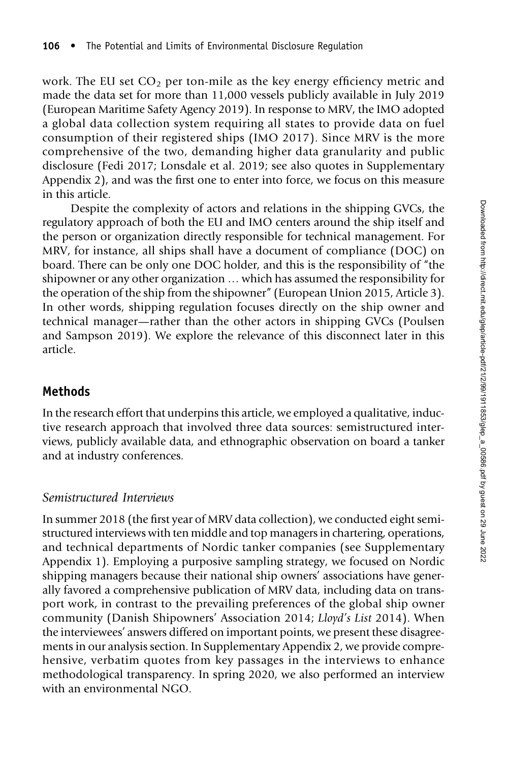work. The EU set $CO_2$ per ton-mile as the key energy efficiency metric and made the data set for more than 11,000 vessels publicly available in July 2019 (European Maritime Safety Agency 2019). In response to MRV, the IMO adopted a global data collection system requiring all states to provide data on fuel consumption of their registered ships (IMO 2017). Since MRV is the more comprehensive of the two, demanding higher data granularity and public disclosure (Fedi 2017; Lonsdale et al. 2019; see also quotes in Supplementary Appendix 2), and was the first one to enter into force, we focus on this measure in this article.

Despite the complexity of actors and relations in the shipping GVCs, the regulatory approach of both the EU and IMO centers around the ship itself and the person or organization directly responsible for technical management. For MRV, for instance, all ships shall have a document of compliance (DOC) on board. There can be only one DOC holder, and this is the responsibility of "the shipowner or any other organization … which has assumed the responsibility for the operation of the ship from the shipowner" (European Union 2015, Article 3). In other words, shipping regulation focuses directly on the ship owner and technical manager—rather than the other actors in shipping GVCs (Poulsen and Sampson 2019). We explore the relevance of this disconnect later in this article.

## Methods

In the research effort that underpins this article, we employed a qualitative, inductive research approach that involved three data sources: semistructured interviews, publicly available data, and ethnographic observation on board a tanker and at industry conferences.

### *Semistructured Interviews*

In summer 2018 (the first year of MRV data collection), we conducted eight semistructured interviews with ten middle and top managers in chartering, operations, and technical departments of Nordic tanker companies (see Supplementary Appendix 1). Employing a purposive sampling strategy, we focused on Nordic shipping managers because their national ship owners' associations have generally favored a comprehensive publication of MRV data, including data on transport work, in contrast to the prevailing preferences of the global ship owner community (Danish Shipowners' Association 2014; *Lloyd's List* 2014). When the interviewees' answers differed on important points, we present these disagreements in our analysis section. In Supplementary Appendix 2, we provide comprehensive, verbatim quotes from key passages in the interviews to enhance methodological transparency. In spring 2020, we also performed an interview with an environmental NGO.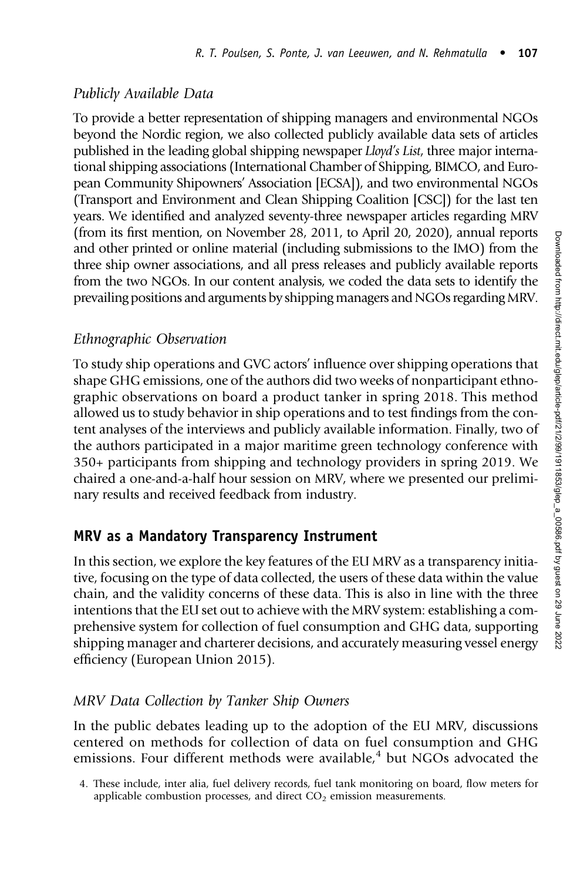### *Publicly Available Data*

To provide a better representation of shipping managers and environmental NGOs beyond the Nordic region, we also collected publicly available data sets of articles published in the leading global shipping newspaper *Lloyd's List*, three major international shipping associations (International Chamber of Shipping, BIMCO, and European Community Shipowners' Association [ECSA]), and two environmental NGOs (Transport and Environment and Clean Shipping Coalition [CSC]) for the last ten years. We identified and analyzed seventy-three newspaper articles regarding MRV (from its first mention, on November 28, 2011, to April 20, 2020), annual reports and other printed or online material (including submissions to the IMO) from the three ship owner associations, and all press releases and publicly available reports from the two NGOs. In our content analysis, we coded the data sets to identify the prevailing positions and arguments by shipping managers and NGOs regarding MRV.

### *Ethnographic Observation*

To study ship operations and GVC actors' influence over shipping operations that shape GHG emissions, one of the authors did two weeks of nonparticipant ethnographic observations on board a product tanker in spring 2018. This method allowed us to study behavior in ship operations and to test findings from the content analyses of the interviews and publicly available information. Finally, two of the authors participated in a major maritime green technology conference with 350+ participants from shipping and technology providers in spring 2019. We chaired a one-and-a-half hour session on MRV, where we presented our preliminary results and received feedback from industry.

## MRV as a Mandatory Transparency Instrument

In this section, we explore the key features of the EU MRV as a transparency initiative, focusing on the type of data collected, the users of these data within the value chain, and the validity concerns of these data. This is also in line with the three intentions that the EU set out to achieve with the MRV system: establishing a comprehensive system for collection of fuel consumption and GHG data, supporting shipping manager and charterer decisions, and accurately measuring vessel energy efficiency (European Union 2015).

### *MRV Data Collection by Tanker Ship Owners*

In the public debates leading up to the adoption of the EU MRV, discussions centered on methods for collection of data on fuel consumption and GHG emissions. Four different methods were available,[4] but NGOs advocated the

4. These include, inter alia, fuel delivery records, fuel tank monitoring on board, flow meters for applicable combustion processes, and direct $CO_2$ emission measurements.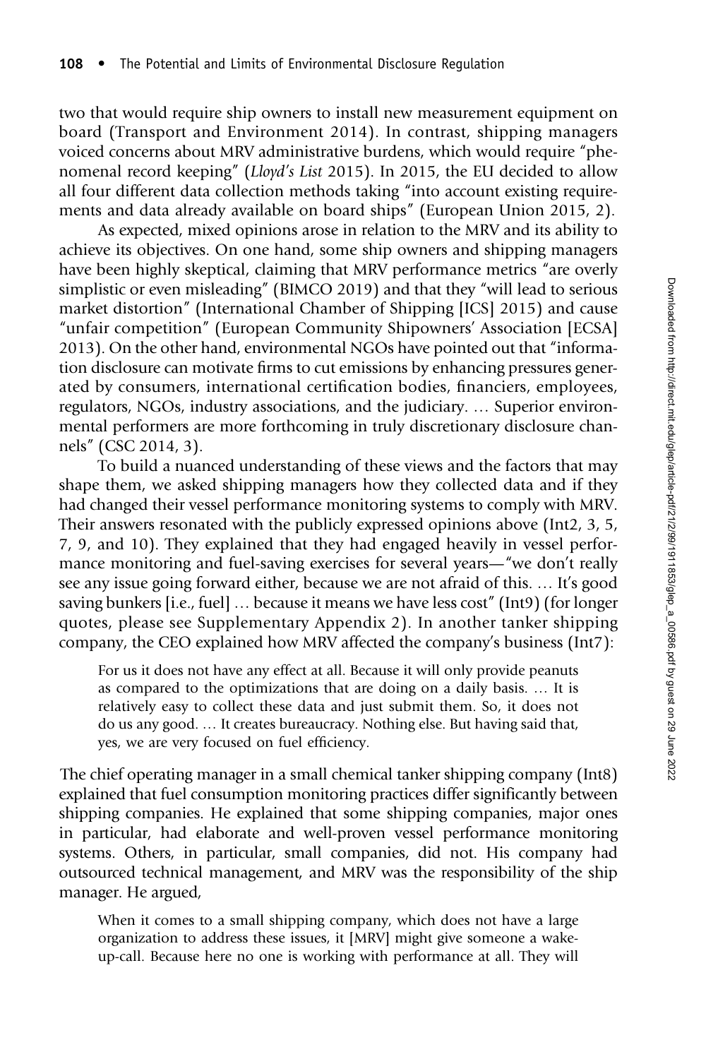two that would require ship owners to install new measurement equipment on board (Transport and Environment 2014). In contrast, shipping managers voiced concerns about MRV administrative burdens, which would require "phenomenal record keeping" (*Lloyd's List* 2015). In 2015, the EU decided to allow all four different data collection methods taking "into account existing requirements and data already available on board ships" (European Union 2015, 2).

As expected, mixed opinions arose in relation to the MRV and its ability to achieve its objectives. On one hand, some ship owners and shipping managers have been highly skeptical, claiming that MRV performance metrics "are overly simplistic or even misleading" (BIMCO 2019) and that they "will lead to serious market distortion" (International Chamber of Shipping [ICS] 2015) and cause "unfair competition" (European Community Shipowners' Association [ECSA] 2013). On the other hand, environmental NGOs have pointed out that "information disclosure can motivate firms to cut emissions by enhancing pressures generated by consumers, international certification bodies, financiers, employees, regulators, NGOs, industry associations, and the judiciary. … Superior environmental performers are more forthcoming in truly discretionary disclosure channels" (CSC 2014, 3).

To build a nuanced understanding of these views and the factors that may shape them, we asked shipping managers how they collected data and if they had changed their vessel performance monitoring systems to comply with MRV. Their answers resonated with the publicly expressed opinions above (Int2, 3, 5, 7, 9, and 10). They explained that they had engaged heavily in vessel performance monitoring and fuel-saving exercises for several years—"we don't really see any issue going forward either, because we are not afraid of this. … It's good saving bunkers [i.e., fuel] … because it means we have less cost" (Int9) (for longer quotes, please see Supplementary Appendix 2). In another tanker shipping company, the CEO explained how MRV affected the company's business (Int7):

> For us it does not have any effect at all. Because it will only provide peanuts as compared to the optimizations that are doing on a daily basis. … It is relatively easy to collect these data and just submit them. So, it does not do us any good. … It creates bureaucracy. Nothing else. But having said that, yes, we are very focused on fuel efficiency.

The chief operating manager in a small chemical tanker shipping company (Int8) explained that fuel consumption monitoring practices differ significantly between shipping companies. He explained that some shipping companies, major ones in particular, had elaborate and well-proven vessel performance monitoring systems. Others, in particular, small companies, did not. His company had outsourced technical management, and MRV was the responsibility of the ship manager. He argued,

> When it comes to a small shipping company, which does not have a large organization to address these issues, it [MRV] might give someone a wake-up-call. Because here no one is working with performance at all. They will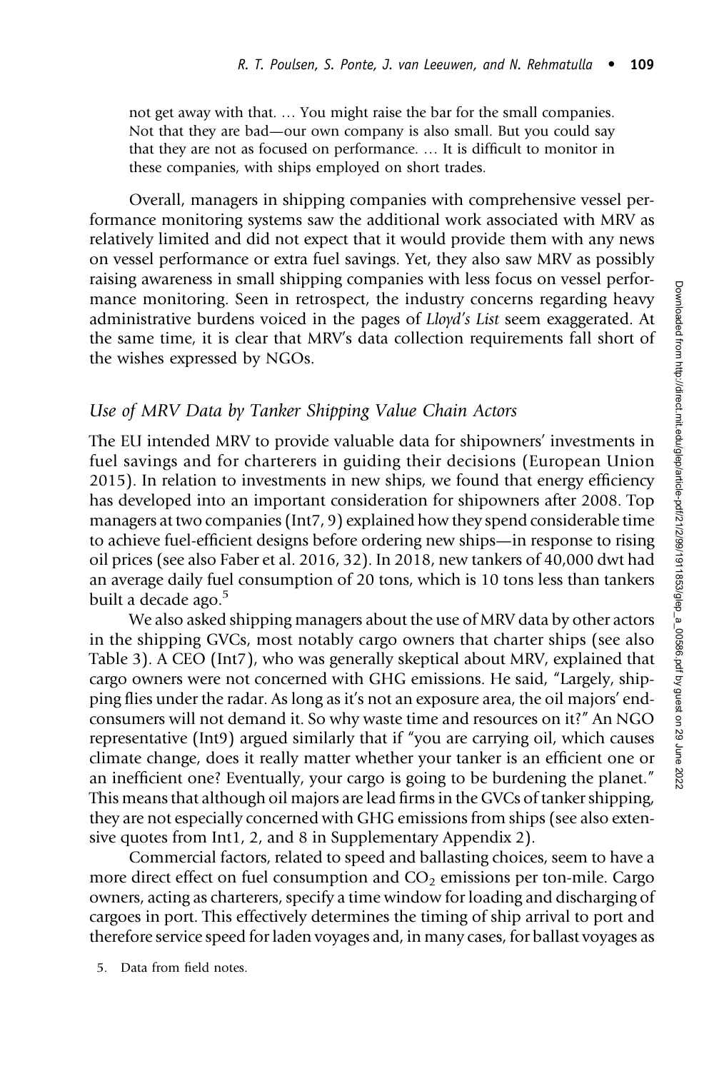not get away with that. … You might raise the bar for the small companies. Not that they are bad—our own company is also small. But you could say that they are not as focused on performance. … It is difficult to monitor in these companies, with ships employed on short trades.

Overall, managers in shipping companies with comprehensive vessel performance monitoring systems saw the additional work associated with MRV as relatively limited and did not expect that it would provide them with any news on vessel performance or extra fuel savings. Yet, they also saw MRV as possibly raising awareness in small shipping companies with less focus on vessel performance monitoring. Seen in retrospect, the industry concerns regarding heavy administrative burdens voiced in the pages of *Lloyd's List* seem exaggerated. At the same time, it is clear that MRV's data collection requirements fall short of the wishes expressed by NGOs.

### *Use of MRV Data by Tanker Shipping Value Chain Actors*

The EU intended MRV to provide valuable data for shipowners' investments in fuel savings and for charterers in guiding their decisions (European Union 2015). In relation to investments in new ships, we found that energy efficiency has developed into an important consideration for shipowners after 2008. Top managers at two companies (Int7, 9) explained how they spend considerable time to achieve fuel-efficient designs before ordering new ships—in response to rising oil prices (see also Faber et al. 2016, 32). In 2018, new tankers of 40,000 dwt had an average daily fuel consumption of 20 tons, which is 10 tons less than tankers built a decade ago.[5]

We also asked shipping managers about the use of MRV data by other actors in the shipping GVCs, most notably cargo owners that charter ships (see also Table 3). A CEO (Int7), who was generally skeptical about MRV, explained that cargo owners were not concerned with GHG emissions. He said, "Largely, shipping flies under the radar. As long as it's not an exposure area, the oil majors' end-consumers will not demand it. So why waste time and resources on it?" An NGO representative (Int9) argued similarly that if "you are carrying oil, which causes climate change, does it really matter whether your tanker is an efficient one or an inefficient one? Eventually, your cargo is going to be burdening the planet." This means that although oil majors are lead firms in the GVCs of tanker shipping, they are not especially concerned with GHG emissions from ships (see also extensive quotes from Int1, 2, and 8 in Supplementary Appendix 2).

Commercial factors, related to speed and ballasting choices, seem to have a more direct effect on fuel consumption and $CO_2$ emissions per ton-mile. Cargo owners, acting as charterers, specify a time window for loading and discharging of cargoes in port. This effectively determines the timing of ship arrival to port and therefore service speed for laden voyages and, in many cases, for ballast voyages as

5. Data from field notes.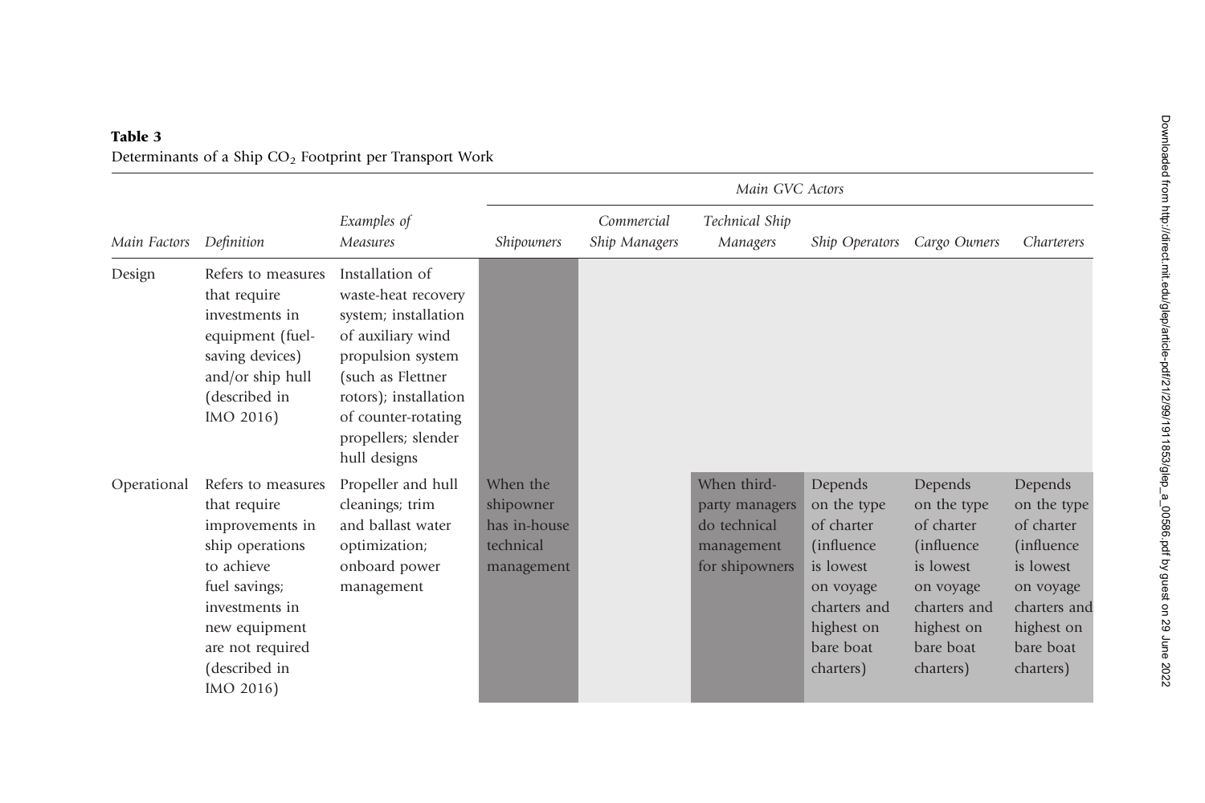**Table 3**
Determinants of a Ship $CO_2$ Footprint per Transport Work

| *Main Factors* | *Definition* | *Examples of Measures* | *Main GVC Actors* | | | | | |
|---|---|---|---|---|---|---|---|---|
| | | | *Shipowners* | *Commercial Ship Managers* | *Technical Ship Managers* | *Ship Operators* | *Cargo Owners* | *Charterers* |
| Design | Refers to measures that require investments in equipment (fuel-saving devices) and/or ship hull (described in IMO 2016) | Installation of waste-heat recovery system; installation of auxiliary wind propulsion system (such as Flettner rotors); installation of counter-rotating propellers; slender hull designs | | | | | | |
| Operational | Refers to measures that require improvements in ship operations to achieve fuel savings; investments in new equipment are not required (described in IMO 2016) | Propeller and hull cleanings; trim and ballast water optimization; onboard power management | When the shipowner has in-house technical management | | When third-party managers do technical management for shipowners | Depends on the type of charter (influence is lowest on voyage charters and highest on bare boat charters) | Depends on the type of charter (influence is lowest on voyage charters and highest on bare boat charters) | Depends on the type of charter (influence is lowest on voyage charters and highest on bare boat charters) |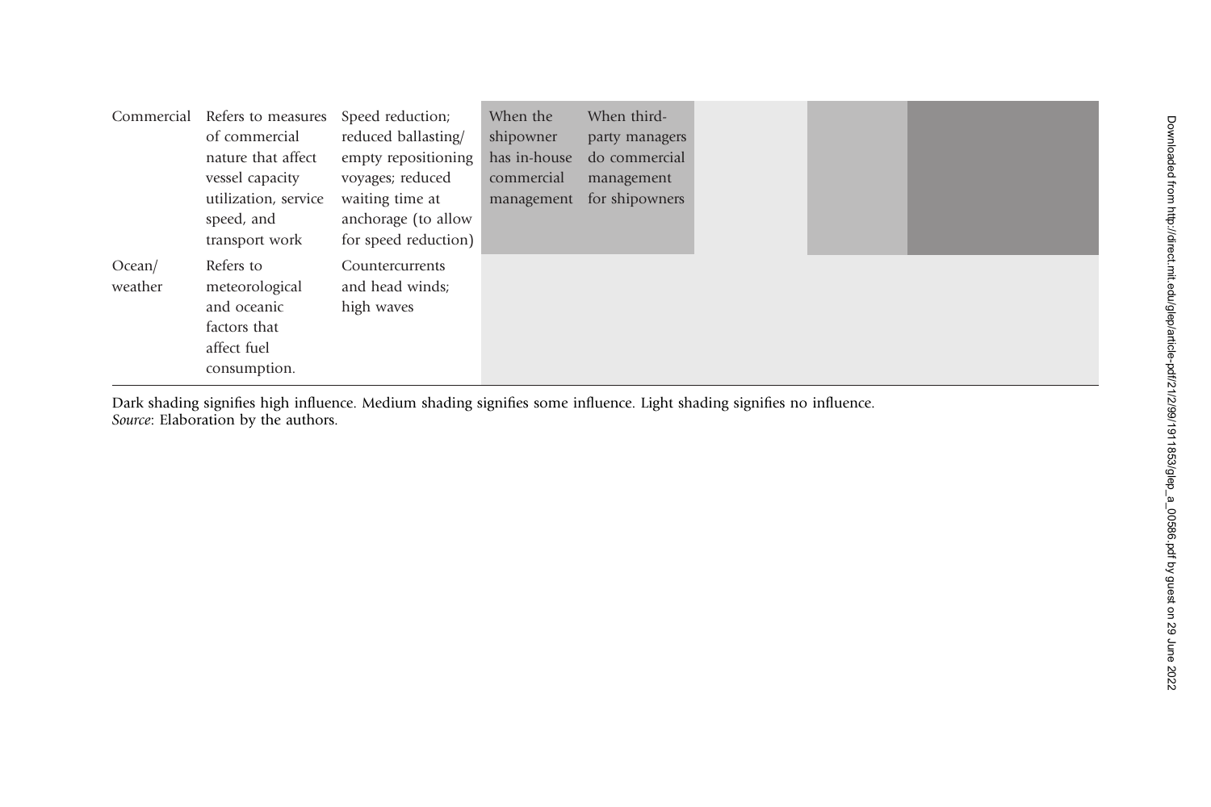| Commercial | Refers to measures of commercial nature that affect vessel capacity utilization, service speed, and transport work | Speed reduction; reduced ballasting/ empty repositioning voyages; reduced waiting time at anchorage (to allow for speed reduction) | When the shipowner has in-house commercial management | When third-party managers do commercial management for shipowners | | | |
|---|---|---|---|---|---|---|---|
| Ocean/ weather | Refers to meteorological and oceanic factors that affect fuel consumption. | Countercurrents and head winds; high waves | | | | | |

Dark shading signifies high influence. Medium shading signifies some influence. Light shading signifies no influence.
*Source*: Elaboration by the authors.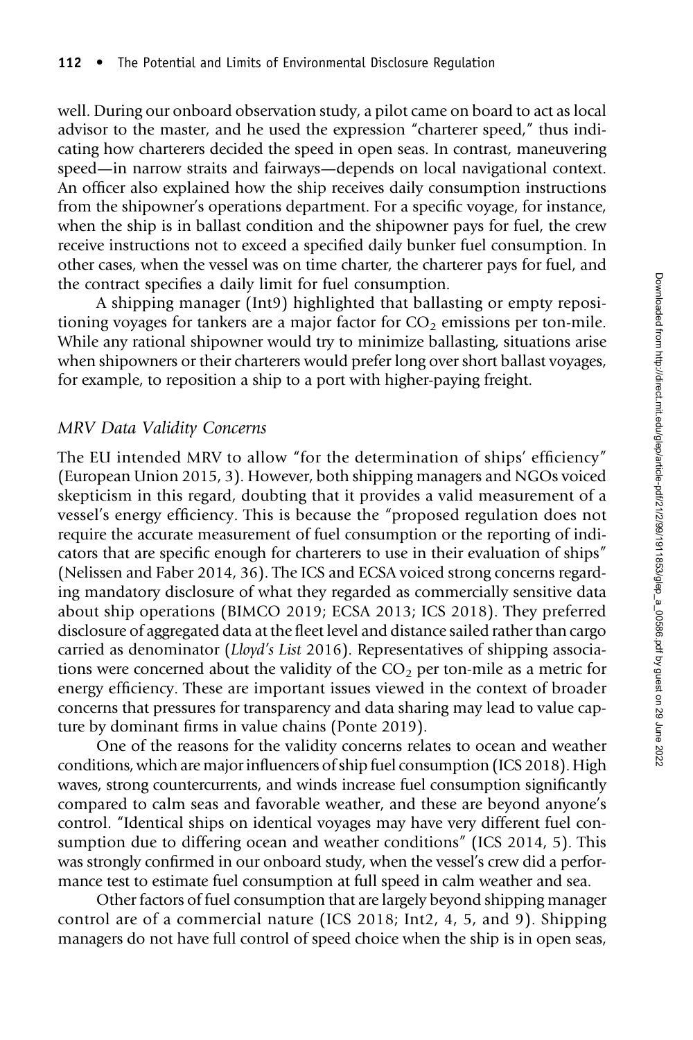well. During our onboard observation study, a pilot came on board to act as local advisor to the master, and he used the expression "charterer speed," thus indicating how charterers decided the speed in open seas. In contrast, maneuvering speed—in narrow straits and fairways—depends on local navigational context. An officer also explained how the ship receives daily consumption instructions from the shipowner's operations department. For a specific voyage, for instance, when the ship is in ballast condition and the shipowner pays for fuel, the crew receive instructions not to exceed a specified daily bunker fuel consumption. In other cases, when the vessel was on time charter, the charterer pays for fuel, and the contract specifies a daily limit for fuel consumption.

A shipping manager (Int9) highlighted that ballasting or empty repositioning voyages for tankers are a major factor for $CO_2$ emissions per ton-mile. While any rational shipowner would try to minimize ballasting, situations arise when shipowners or their charterers would prefer long over short ballast voyages, for example, to reposition a ship to a port with higher-paying freight.

### *MRV Data Validity Concerns*

The EU intended MRV to allow "for the determination of ships' efficiency" (European Union 2015, 3). However, both shipping managers and NGOs voiced skepticism in this regard, doubting that it provides a valid measurement of a vessel's energy efficiency. This is because the "proposed regulation does not require the accurate measurement of fuel consumption or the reporting of indicators that are specific enough for charterers to use in their evaluation of ships" (Nelissen and Faber 2014, 36). The ICS and ECSA voiced strong concerns regarding mandatory disclosure of what they regarded as commercially sensitive data about ship operations (BIMCO 2019; ECSA 2013; ICS 2018). They preferred disclosure of aggregated data at the fleet level and distance sailed rather than cargo carried as denominator (*Lloyd's List* 2016). Representatives of shipping associations were concerned about the validity of the $CO_2$ per ton-mile as a metric for energy efficiency. These are important issues viewed in the context of broader concerns that pressures for transparency and data sharing may lead to value capture by dominant firms in value chains (Ponte 2019).

One of the reasons for the validity concerns relates to ocean and weather conditions, which are major influencers of ship fuel consumption (ICS 2018). High waves, strong countercurrents, and winds increase fuel consumption significantly compared to calm seas and favorable weather, and these are beyond anyone's control. "Identical ships on identical voyages may have very different fuel consumption due to differing ocean and weather conditions" (ICS 2014, 5). This was strongly confirmed in our onboard study, when the vessel's crew did a performance test to estimate fuel consumption at full speed in calm weather and sea.

Other factors of fuel consumption that are largely beyond shipping manager control are of a commercial nature (ICS 2018; Int2, 4, 5, and 9). Shipping managers do not have full control of speed choice when the ship is in open seas,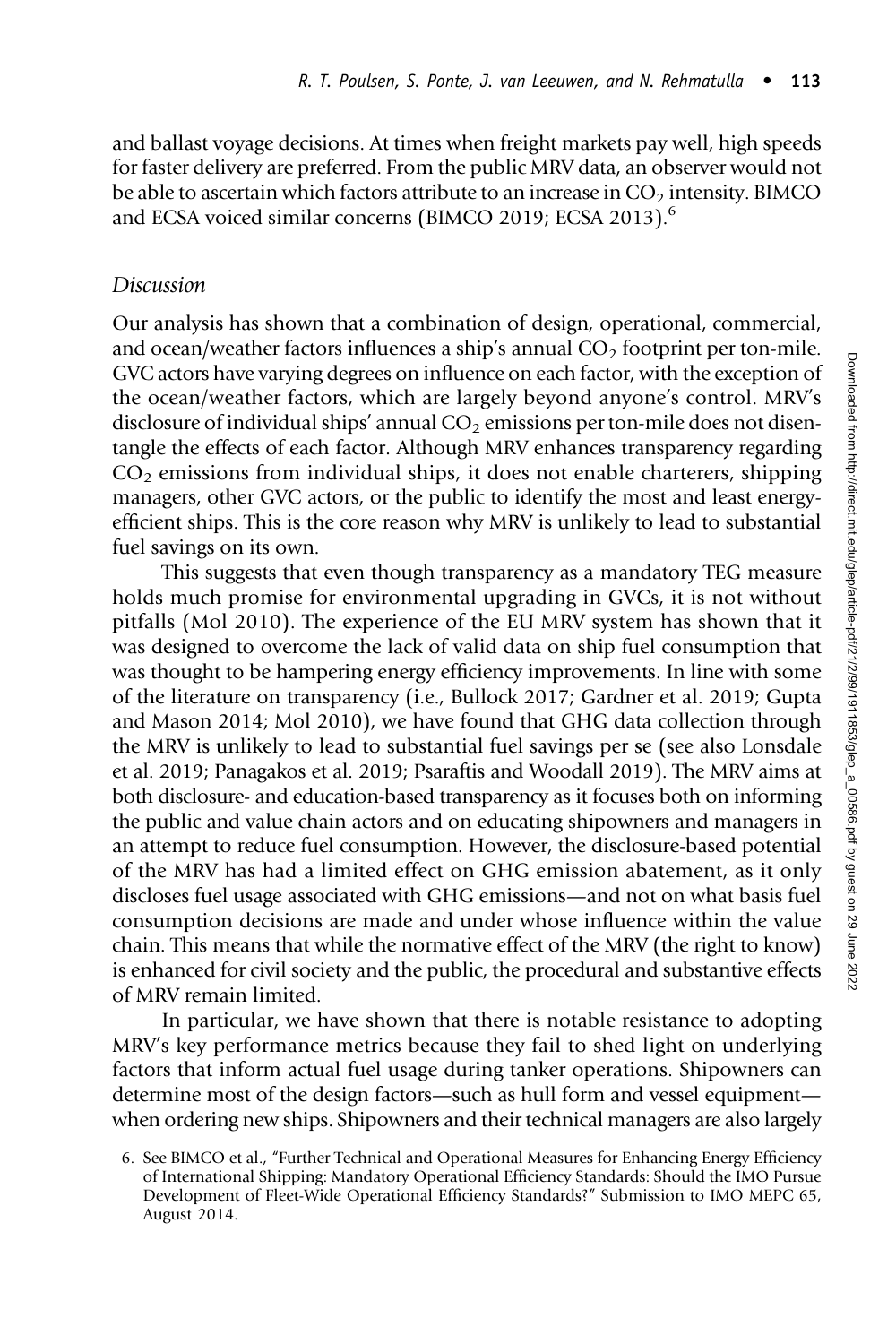and ballast voyage decisions. At times when freight markets pay well, high speeds for faster delivery are preferred. From the public MRV data, an observer would not be able to ascertain which factors attribute to an increase in $CO_2$ intensity. BIMCO and ECSA voiced similar concerns (BIMCO 2019; ECSA 2013).[6]

## *Discussion*

Our analysis has shown that a combination of design, operational, commercial, and ocean/weather factors influences a ship's annual $CO_2$ footprint per ton-mile. GVC actors have varying degrees on influence on each factor, with the exception of the ocean/weather factors, which are largely beyond anyone's control. MRV's disclosure of individual ships' annual $CO_2$ emissions per ton-mile does not disentangle the effects of each factor. Although MRV enhances transparency regarding $CO_2$ emissions from individual ships, it does not enable charterers, shipping managers, other GVC actors, or the public to identify the most and least energy-efficient ships. This is the core reason why MRV is unlikely to lead to substantial fuel savings on its own.

This suggests that even though transparency as a mandatory TEG measure holds much promise for environmental upgrading in GVCs, it is not without pitfalls (Mol 2010). The experience of the EU MRV system has shown that it was designed to overcome the lack of valid data on ship fuel consumption that was thought to be hampering energy efficiency improvements. In line with some of the literature on transparency (i.e., Bullock 2017; Gardner et al. 2019; Gupta and Mason 2014; Mol 2010), we have found that GHG data collection through the MRV is unlikely to lead to substantial fuel savings per se (see also Lonsdale et al. 2019; Panagakos et al. 2019; Psaraftis and Woodall 2019). The MRV aims at both disclosure- and education-based transparency as it focuses both on informing the public and value chain actors and on educating shipowners and managers in an attempt to reduce fuel consumption. However, the disclosure-based potential of the MRV has had a limited effect on GHG emission abatement, as it only discloses fuel usage associated with GHG emissions—and not on what basis fuel consumption decisions are made and under whose influence within the value chain. This means that while the normative effect of the MRV (the right to know) is enhanced for civil society and the public, the procedural and substantive effects of MRV remain limited.

In particular, we have shown that there is notable resistance to adopting MRV's key performance metrics because they fail to shed light on underlying factors that inform actual fuel usage during tanker operations. Shipowners can determine most of the design factors—such as hull form and vessel equipment—when ordering new ships. Shipowners and their technical managers are also largely

6. See BIMCO et al., "Further Technical and Operational Measures for Enhancing Energy Efficiency of International Shipping: Mandatory Operational Efficiency Standards: Should the IMO Pursue Development of Fleet-Wide Operational Efficiency Standards?" Submission to IMO MEPC 65, August 2014.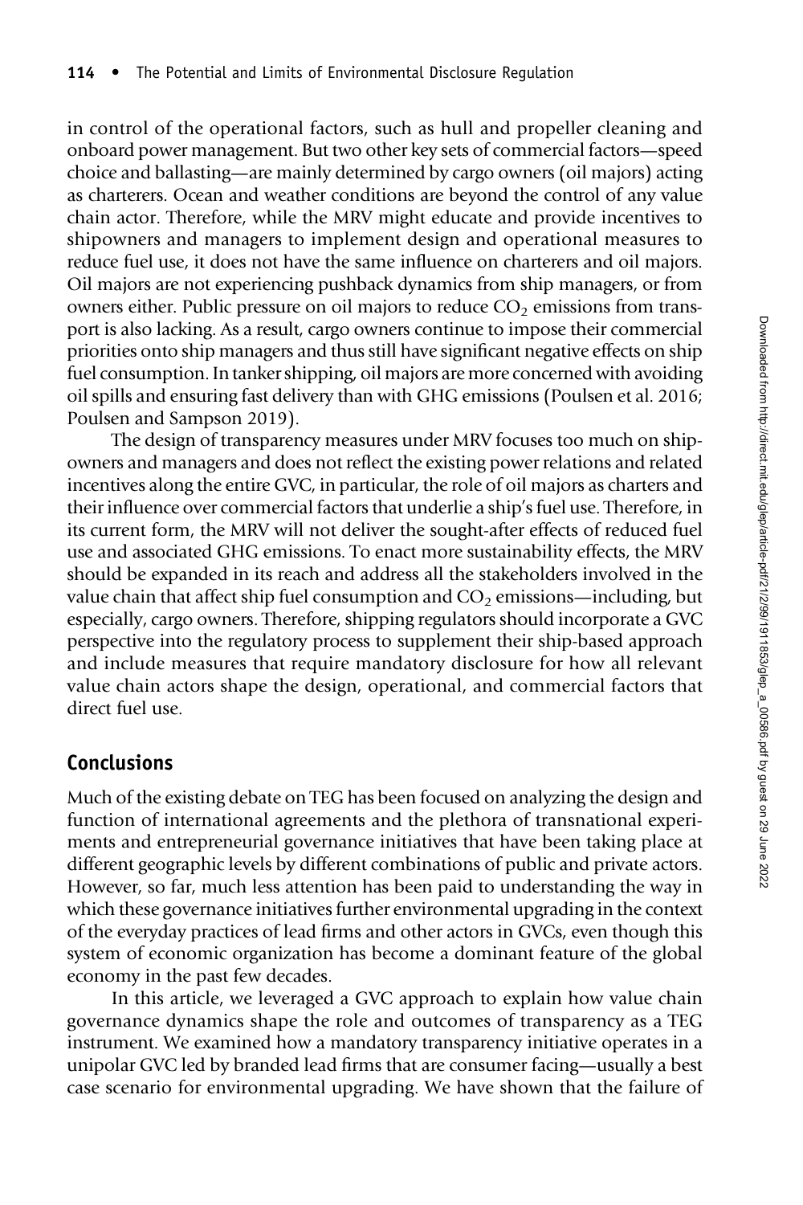in control of the operational factors, such as hull and propeller cleaning and onboard power management. But two other key sets of commercial factors—speed choice and ballasting—are mainly determined by cargo owners (oil majors) acting as charterers. Ocean and weather conditions are beyond the control of any value chain actor. Therefore, while the MRV might educate and provide incentives to shipowners and managers to implement design and operational measures to reduce fuel use, it does not have the same influence on charterers and oil majors. Oil majors are not experiencing pushback dynamics from ship managers, or from owners either. Public pressure on oil majors to reduce $CO_2$ emissions from transport is also lacking. As a result, cargo owners continue to impose their commercial priorities onto ship managers and thus still have significant negative effects on ship fuel consumption. In tanker shipping, oil majors are more concerned with avoiding oil spills and ensuring fast delivery than with GHG emissions (Poulsen et al. 2016; Poulsen and Sampson 2019).

The design of transparency measures under MRV focuses too much on shipowners and managers and does not reflect the existing power relations and related incentives along the entire GVC, in particular, the role of oil majors as charters and their influence over commercial factors that underlie a ship's fuel use. Therefore, in its current form, the MRV will not deliver the sought-after effects of reduced fuel use and associated GHG emissions. To enact more sustainability effects, the MRV should be expanded in its reach and address all the stakeholders involved in the value chain that affect ship fuel consumption and $CO_2$ emissions—including, but especially, cargo owners. Therefore, shipping regulators should incorporate a GVC perspective into the regulatory process to supplement their ship-based approach and include measures that require mandatory disclosure for how all relevant value chain actors shape the design, operational, and commercial factors that direct fuel use.

## Conclusions

Much of the existing debate on TEG has been focused on analyzing the design and function of international agreements and the plethora of transnational experiments and entrepreneurial governance initiatives that have been taking place at different geographic levels by different combinations of public and private actors. However, so far, much less attention has been paid to understanding the way in which these governance initiatives further environmental upgrading in the context of the everyday practices of lead firms and other actors in GVCs, even though this system of economic organization has become a dominant feature of the global economy in the past few decades.

In this article, we leveraged a GVC approach to explain how value chain governance dynamics shape the role and outcomes of transparency as a TEG instrument. We examined how a mandatory transparency initiative operates in a unipolar GVC led by branded lead firms that are consumer facing—usually a best case scenario for environmental upgrading. We have shown that the failure of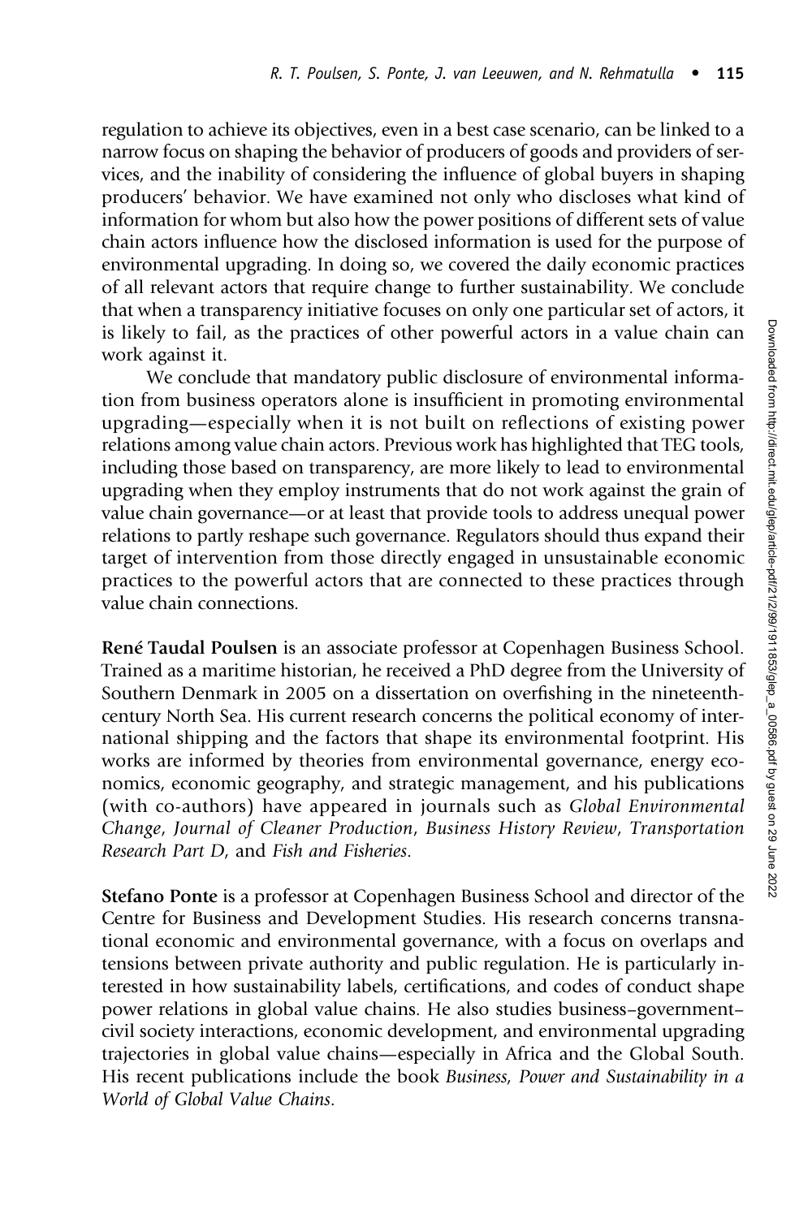regulation to achieve its objectives, even in a best case scenario, can be linked to a narrow focus on shaping the behavior of producers of goods and providers of services, and the inability of considering the influence of global buyers in shaping producers' behavior. We have examined not only who discloses what kind of information for whom but also how the power positions of different sets of value chain actors influence how the disclosed information is used for the purpose of environmental upgrading. In doing so, we covered the daily economic practices of all relevant actors that require change to further sustainability. We conclude that when a transparency initiative focuses on only one particular set of actors, it is likely to fail, as the practices of other powerful actors in a value chain can work against it.

We conclude that mandatory public disclosure of environmental information from business operators alone is insufficient in promoting environmental upgrading—especially when it is not built on reflections of existing power relations among value chain actors. Previous work has highlighted that TEG tools, including those based on transparency, are more likely to lead to environmental upgrading when they employ instruments that do not work against the grain of value chain governance—or at least that provide tools to address unequal power relations to partly reshape such governance. Regulators should thus expand their target of intervention from those directly engaged in unsustainable economic practices to the powerful actors that are connected to these practices through value chain connections.

**René Taudal Poulsen** is an associate professor at Copenhagen Business School. Trained as a maritime historian, he received a PhD degree from the University of Southern Denmark in 2005 on a dissertation on overfishing in the nineteenth-century North Sea. His current research concerns the political economy of international shipping and the factors that shape its environmental footprint. His works are informed by theories from environmental governance, energy economics, economic geography, and strategic management, and his publications (with co-authors) have appeared in journals such as *Global Environmental Change*, *Journal of Cleaner Production*, *Business History Review*, *Transportation Research Part D*, and *Fish and Fisheries*.

**Stefano Ponte** is a professor at Copenhagen Business School and director of the Centre for Business and Development Studies. His research concerns transnational economic and environmental governance, with a focus on overlaps and tensions between private authority and public regulation. He is particularly interested in how sustainability labels, certifications, and codes of conduct shape power relations in global value chains. He also studies business–government–civil society interactions, economic development, and environmental upgrading trajectories in global value chains—especially in Africa and the Global South. His recent publications include the book *Business, Power and Sustainability in a World of Global Value Chains*.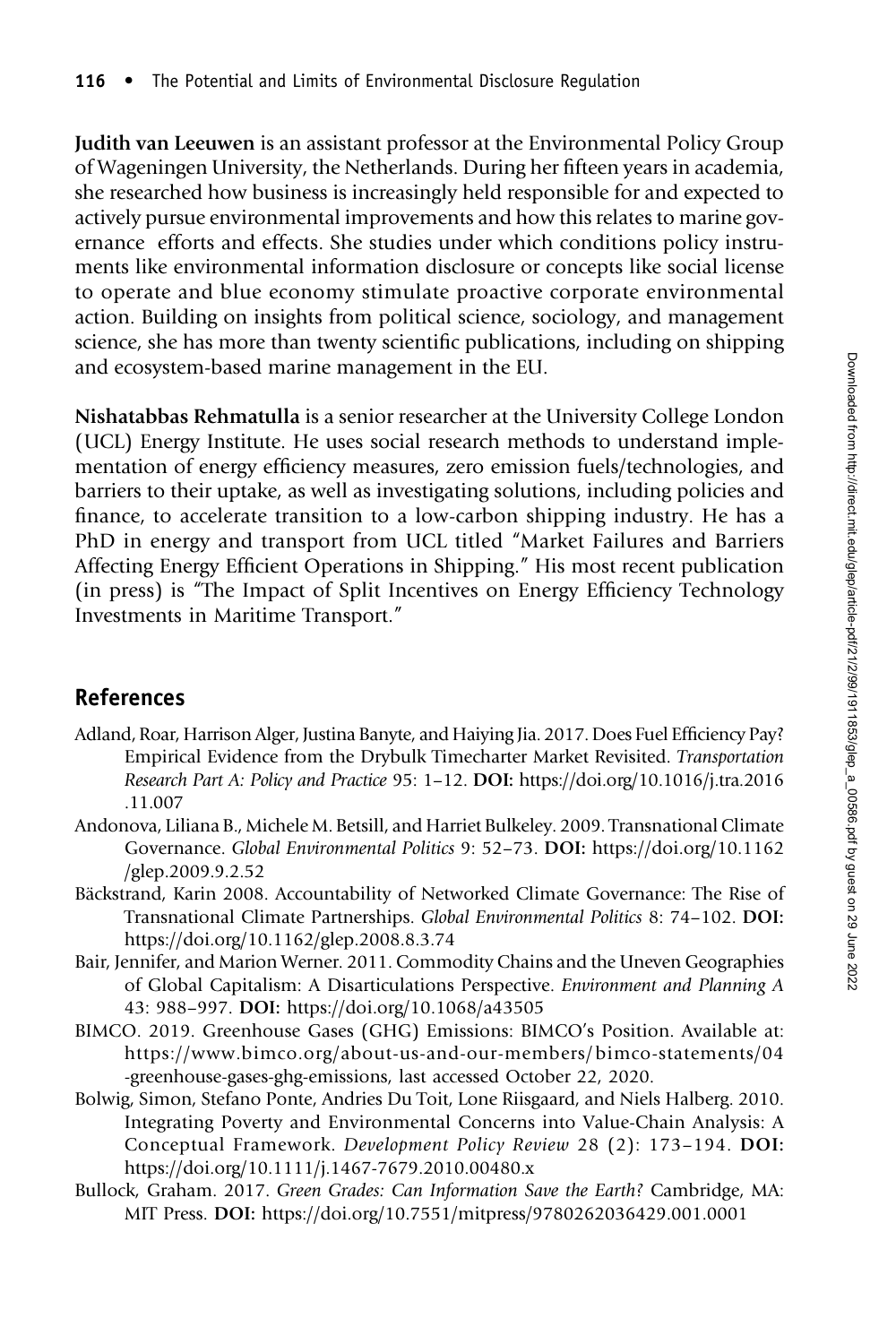**Judith van Leeuwen** is an assistant professor at the Environmental Policy Group of Wageningen University, the Netherlands. During her fifteen years in academia, she researched how business is increasingly held responsible for and expected to actively pursue environmental improvements and how this relates to marine governance efforts and effects. She studies under which conditions policy instruments like environmental information disclosure or concepts like social license to operate and blue economy stimulate proactive corporate environmental action. Building on insights from political science, sociology, and management science, she has more than twenty scientific publications, including on shipping and ecosystem-based marine management in the EU.

**Nishatabbas Rehmatulla** is a senior researcher at the University College London (UCL) Energy Institute. He uses social research methods to understand implementation of energy efficiency measures, zero emission fuels/technologies, and barriers to their uptake, as well as investigating solutions, including policies and finance, to accelerate transition to a low-carbon shipping industry. He has a PhD in energy and transport from UCL titled "Market Failures and Barriers Affecting Energy Efficient Operations in Shipping." His most recent publication (in press) is "The Impact of Split Incentives on Energy Efficiency Technology Investments in Maritime Transport."

## References

Adland, Roar, Harrison Alger, Justina Banyte, and Haiying Jia. 2017. Does Fuel Efficiency Pay? Empirical Evidence from the Drybulk Timecharter Market Revisited. *Transportation Research Part A: Policy and Practice* 95: 1–12. **DOI:** https://doi.org/10.1016/j.tra.2016.11.007

Andonova, Liliana B., Michele M. Betsill, and Harriet Bulkeley. 2009. Transnational Climate Governance. *Global Environmental Politics* 9: 52–73. **DOI:** https://doi.org/10.1162/glep.2009.9.2.52

Bäckstrand, Karin 2008. Accountability of Networked Climate Governance: The Rise of Transnational Climate Partnerships. *Global Environmental Politics* 8: 74–102. **DOI:** https://doi.org/10.1162/glep.2008.8.3.74

Bair, Jennifer, and Marion Werner. 2011. Commodity Chains and the Uneven Geographies of Global Capitalism: A Disarticulations Perspective. *Environment and Planning A* 43: 988–997. **DOI:** https://doi.org/10.1068/a43505

BIMCO. 2019. Greenhouse Gases (GHG) Emissions: BIMCO's Position. Available at: https://www.bimco.org/about-us-and-our-members/bimco-statements/04-greenhouse-gases-ghg-emissions, last accessed October 22, 2020.

Bolwig, Simon, Stefano Ponte, Andries Du Toit, Lone Riisgaard, and Niels Halberg. 2010. Integrating Poverty and Environmental Concerns into Value-Chain Analysis: A Conceptual Framework. *Development Policy Review* 28 (2): 173–194. **DOI:** https://doi.org/10.1111/j.1467-7679.2010.00480.x

Bullock, Graham. 2017. *Green Grades: Can Information Save the Earth?* Cambridge, MA: MIT Press. **DOI:** https://doi.org/10.7551/mitpress/9780262036429.001.0001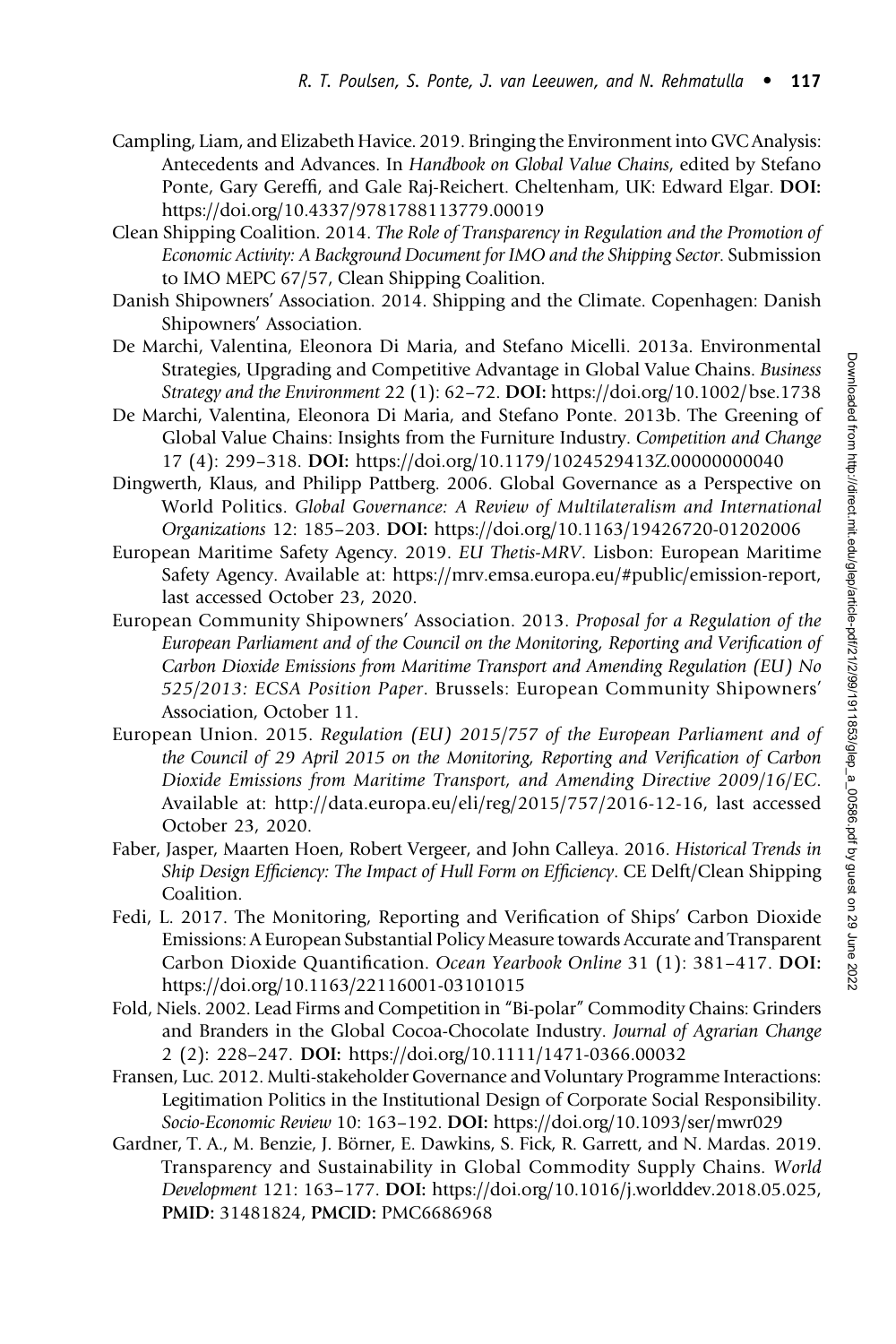Campling, Liam, and Elizabeth Havice. 2019. Bringing the Environment into GVC Analysis: Antecedents and Advances. In *Handbook on Global Value Chains*, edited by Stefano Ponte, Gary Gereffi, and Gale Raj-Reichert. Cheltenham, UK: Edward Elgar. **DOI:** https://doi.org/10.4337/9781788113779.00019

Clean Shipping Coalition. 2014. *The Role of Transparency in Regulation and the Promotion of Economic Activity: A Background Document for IMO and the Shipping Sector*. Submission to IMO MEPC 67/57, Clean Shipping Coalition.

Danish Shipowners' Association. 2014. Shipping and the Climate. Copenhagen: Danish Shipowners' Association.

De Marchi, Valentina, Eleonora Di Maria, and Stefano Micelli. 2013a. Environmental Strategies, Upgrading and Competitive Advantage in Global Value Chains. *Business Strategy and the Environment* 22 (1): 62–72. **DOI:** https://doi.org/10.1002/bse.1738

De Marchi, Valentina, Eleonora Di Maria, and Stefano Ponte. 2013b. The Greening of Global Value Chains: Insights from the Furniture Industry. *Competition and Change* 17 (4): 299–318. **DOI:** https://doi.org/10.1179/1024529413Z.00000000040

Dingwerth, Klaus, and Philipp Pattberg. 2006. Global Governance as a Perspective on World Politics. *Global Governance: A Review of Multilateralism and International Organizations* 12: 185–203. **DOI:** https://doi.org/10.1163/19426720-01202006

European Maritime Safety Agency. 2019. *EU Thetis-MRV*. Lisbon: European Maritime Safety Agency. Available at: https://mrv.emsa.europa.eu/#public/emission-report, last accessed October 23, 2020.

European Community Shipowners' Association. 2013. *Proposal for a Regulation of the European Parliament and of the Council on the Monitoring, Reporting and Verification of Carbon Dioxide Emissions from Maritime Transport and Amending Regulation (EU) No 525/2013: ECSA Position Paper*. Brussels: European Community Shipowners' Association, October 11.

European Union. 2015. *Regulation (EU) 2015/757 of the European Parliament and of the Council of 29 April 2015 on the Monitoring, Reporting and Verification of Carbon Dioxide Emissions from Maritime Transport, and Amending Directive 2009/16/EC*. Available at: http://data.europa.eu/eli/reg/2015/757/2016-12-16, last accessed October 23, 2020.

Faber, Jasper, Maarten Hoen, Robert Vergeer, and John Calleya. 2016. *Historical Trends in Ship Design Efficiency: The Impact of Hull Form on Efficiency*. CE Delft/Clean Shipping Coalition.

Fedi, L. 2017. The Monitoring, Reporting and Verification of Ships' Carbon Dioxide Emissions: A European Substantial Policy Measure towards Accurate and Transparent Carbon Dioxide Quantification. *Ocean Yearbook Online* 31 (1): 381–417. **DOI:** https://doi.org/10.1163/22116001-03101015

Fold, Niels. 2002. Lead Firms and Competition in "Bi-polar" Commodity Chains: Grinders and Branders in the Global Cocoa-Chocolate Industry. *Journal of Agrarian Change* 2 (2): 228–247. **DOI:** https://doi.org/10.1111/1471-0366.00032

Fransen, Luc. 2012. Multi-stakeholder Governance and Voluntary Programme Interactions: Legitimation Politics in the Institutional Design of Corporate Social Responsibility. *Socio-Economic Review* 10: 163–192. **DOI:** https://doi.org/10.1093/ser/mwr029

Gardner, T. A., M. Benzie, J. Börner, E. Dawkins, S. Fick, R. Garrett, and N. Mardas. 2019. Transparency and Sustainability in Global Commodity Supply Chains. *World Development* 121: 163–177. **DOI:** https://doi.org/10.1016/j.worlddev.2018.05.025, **PMID:** 31481824, **PMCID:** PMC6686968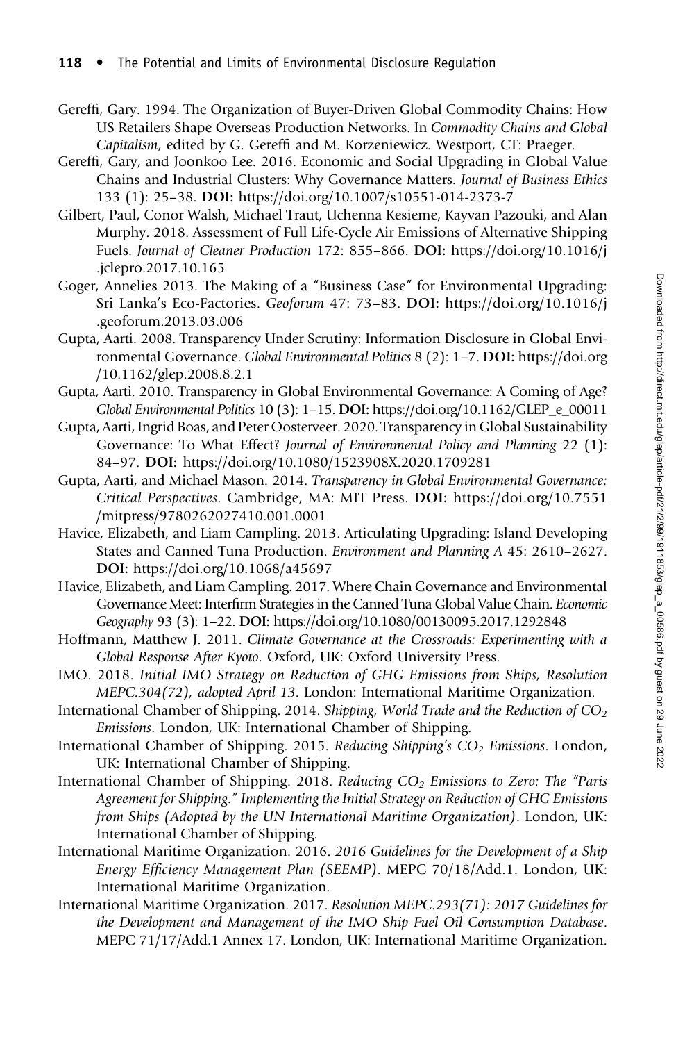Gereffi, Gary. 1994. The Organization of Buyer-Driven Global Commodity Chains: How US Retailers Shape Overseas Production Networks. In *Commodity Chains and Global Capitalism*, edited by G. Gereffi and M. Korzeniewicz. Westport, CT: Praeger.

Gereffi, Gary, and Joonkoo Lee. 2016. Economic and Social Upgrading in Global Value Chains and Industrial Clusters: Why Governance Matters. *Journal of Business Ethics* 133 (1): 25–38. **DOI:** https://doi.org/10.1007/s10551-014-2373-7

Gilbert, Paul, Conor Walsh, Michael Traut, Uchenna Kesieme, Kayvan Pazouki, and Alan Murphy. 2018. Assessment of Full Life-Cycle Air Emissions of Alternative Shipping Fuels. *Journal of Cleaner Production* 172: 855–866. **DOI:** https://doi.org/10.1016/j.jclepro.2017.10.165

Goger, Annelies 2013. The Making of a "Business Case" for Environmental Upgrading: Sri Lanka's Eco-Factories. *Geoforum* 47: 73–83. **DOI:** https://doi.org/10.1016/j.geoforum.2013.03.006

Gupta, Aarti. 2008. Transparency Under Scrutiny: Information Disclosure in Global Environmental Governance. *Global Environmental Politics* 8 (2): 1–7. **DOI:** https://doi.org/10.1162/glep.2008.8.2.1

Gupta, Aarti. 2010. Transparency in Global Environmental Governance: A Coming of Age? *Global Environmental Politics* 10 (3): 1–15. **DOI:** https://doi.org/10.1162/GLEP_e_00011

Gupta, Aarti, Ingrid Boas, and Peter Oosterveer. 2020. Transparency in Global Sustainability Governance: To What Effect? *Journal of Environmental Policy and Planning* 22 (1): 84–97. **DOI:** https://doi.org/10.1080/1523908X.2020.1709281

Gupta, Aarti, and Michael Mason. 2014. *Transparency in Global Environmental Governance: Critical Perspectives*. Cambridge, MA: MIT Press. **DOI:** https://doi.org/10.7551/mitpress/9780262027410.001.0001

Havice, Elizabeth, and Liam Campling. 2013. Articulating Upgrading: Island Developing States and Canned Tuna Production. *Environment and Planning A* 45: 2610–2627. **DOI:** https://doi.org/10.1068/a45697

Havice, Elizabeth, and Liam Campling. 2017. Where Chain Governance and Environmental Governance Meet: Interfirm Strategies in the Canned Tuna Global Value Chain. *Economic Geography* 93 (3): 1–22. **DOI:** https://doi.org/10.1080/00130095.2017.1292848

Hoffmann, Matthew J. 2011. *Climate Governance at the Crossroads: Experimenting with a Global Response After Kyoto*. Oxford, UK: Oxford University Press.

IMO. 2018. *Initial IMO Strategy on Reduction of GHG Emissions from Ships, Resolution MEPC.304(72), adopted April 13*. London: International Maritime Organization.

International Chamber of Shipping. 2014. *Shipping, World Trade and the Reduction of $CO_2$ Emissions*. London, UK: International Chamber of Shipping.

International Chamber of Shipping. 2015. *Reducing Shipping's $CO_2$ Emissions*. London, UK: International Chamber of Shipping.

International Chamber of Shipping. 2018. *Reducing $CO_2$ Emissions to Zero: The "Paris Agreement for Shipping." Implementing the Initial Strategy on Reduction of GHG Emissions from Ships (Adopted by the UN International Maritime Organization)*. London, UK: International Chamber of Shipping.

International Maritime Organization. 2016. *2016 Guidelines for the Development of a Ship Energy Efficiency Management Plan (SEEMP)*. MEPC 70/18/Add.1. London, UK: International Maritime Organization.

International Maritime Organization. 2017. *Resolution MEPC.293(71): 2017 Guidelines for the Development and Management of the IMO Ship Fuel Oil Consumption Database*. MEPC 71/17/Add.1 Annex 17. London, UK: International Maritime Organization.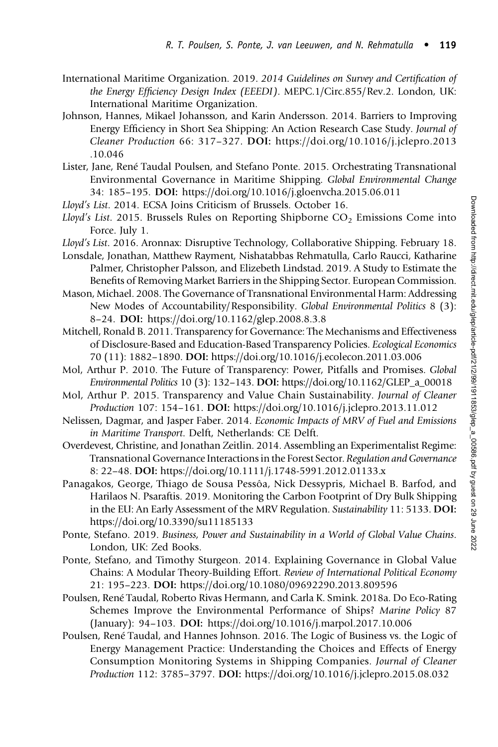International Maritime Organization. 2019. *2014 Guidelines on Survey and Certification of the Energy Efficiency Design Index (EEEDI)*. MEPC.1/Circ.855/Rev.2. London, UK: International Maritime Organization.

Johnson, Hannes, Mikael Johansson, and Karin Andersson. 2014. Barriers to Improving Energy Efficiency in Short Sea Shipping: An Action Research Case Study. *Journal of Cleaner Production* 66: 317–327. **DOI:** https://doi.org/10.1016/j.jclepro.2013.10.046

Lister, Jane, René Taudal Poulsen, and Stefano Ponte. 2015. Orchestrating Transnational Environmental Governance in Maritime Shipping. *Global Environmental Change* 34: 185–195. **DOI:** https://doi.org/10.1016/j.gloenvcha.2015.06.011

*Lloyd's List*. 2014. ECSA Joins Criticism of Brussels. October 16.

*Lloyd's List*. 2015. Brussels Rules on Reporting Shipborne $CO_2$ Emissions Come into Force. July 1.

*Lloyd's List*. 2016. Aronnax: Disruptive Technology, Collaborative Shipping. February 18.

Lonsdale, Jonathan, Matthew Rayment, Nishatabbas Rehmatulla, Carlo Raucci, Katharine Palmer, Christopher Palsson, and Elizebeth Lindstad. 2019. A Study to Estimate the Benefits of Removing Market Barriers in the Shipping Sector. European Commission.

Mason, Michael. 2008. The Governance of Transnational Environmental Harm: Addressing New Modes of Accountability/Responsibility. *Global Environmental Politics* 8 (3): 8–24. **DOI:** https://doi.org/10.1162/glep.2008.8.3.8

Mitchell, Ronald B. 2011. Transparency for Governance: The Mechanisms and Effectiveness of Disclosure-Based and Education-Based Transparency Policies. *Ecological Economics* 70 (11): 1882–1890. **DOI:** https://doi.org/10.1016/j.ecolecon.2011.03.006

Mol, Arthur P. 2010. The Future of Transparency: Power, Pitfalls and Promises. *Global Environmental Politics* 10 (3): 132–143. **DOI:** https://doi.org/10.1162/GLEP_a_00018

Mol, Arthur P. 2015. Transparency and Value Chain Sustainability. *Journal of Cleaner Production* 107: 154–161. **DOI:** https://doi.org/10.1016/j.jclepro.2013.11.012

Nelissen, Dagmar, and Jasper Faber. 2014. *Economic Impacts of MRV of Fuel and Emissions in Maritime Transport*. Delft, Netherlands: CE Delft.

Overdevest, Christine, and Jonathan Zeitlin. 2014. Assembling an Experimentalist Regime: Transnational Governance Interactions in the Forest Sector. *Regulation and Governance* 8: 22–48. **DOI:** https://doi.org/10.1111/j.1748-5991.2012.01133.x

Panagakos, George, Thiago de Sousa Pessôa, Nick Dessypris, Michael B. Barfod, and Harilaos N. Psaraftis. 2019. Monitoring the Carbon Footprint of Dry Bulk Shipping in the EU: An Early Assessment of the MRV Regulation. *Sustainability* 11: 5133. **DOI:** https://doi.org/10.3390/su11185133

Ponte, Stefano. 2019. *Business, Power and Sustainability in a World of Global Value Chains*. London, UK: Zed Books.

Ponte, Stefano, and Timothy Sturgeon. 2014. Explaining Governance in Global Value Chains: A Modular Theory-Building Effort. *Review of International Political Economy* 21: 195–223. **DOI:** https://doi.org/10.1080/09692290.2013.809596

Poulsen, René Taudal, Roberto Rivas Hermann, and Carla K. Smink. 2018a. Do Eco-Rating Schemes Improve the Environmental Performance of Ships? *Marine Policy* 87 (January): 94–103. **DOI:** https://doi.org/10.1016/j.marpol.2017.10.006

Poulsen, René Taudal, and Hannes Johnson. 2016. The Logic of Business vs. the Logic of Energy Management Practice: Understanding the Choices and Effects of Energy Consumption Monitoring Systems in Shipping Companies. *Journal of Cleaner Production* 112: 3785–3797. **DOI:** https://doi.org/10.1016/j.jclepro.2015.08.032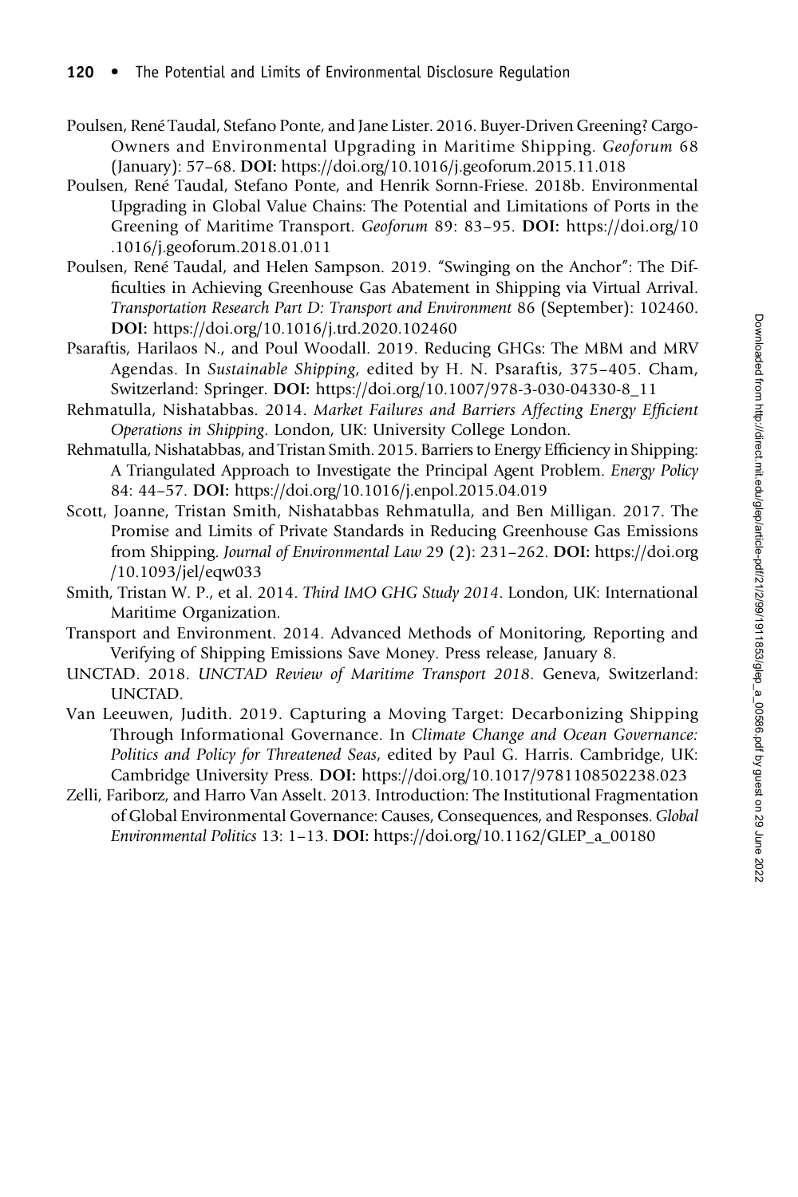Poulsen, René Taudal, Stefano Ponte, and Jane Lister. 2016. Buyer-Driven Greening? Cargo-Owners and Environmental Upgrading in Maritime Shipping. *Geoforum* 68 (January): 57–68. **DOI:** https://doi.org/10.1016/j.geoforum.2015.11.018

Poulsen, René Taudal, Stefano Ponte, and Henrik Sornn-Friese. 2018b. Environmental Upgrading in Global Value Chains: The Potential and Limitations of Ports in the Greening of Maritime Transport. *Geoforum* 89: 83–95. **DOI:** https://doi.org/10.1016/j.geoforum.2018.01.011

Poulsen, René Taudal, and Helen Sampson. 2019. "Swinging on the Anchor": The Difficulties in Achieving Greenhouse Gas Abatement in Shipping via Virtual Arrival. *Transportation Research Part D: Transport and Environment* 86 (September): 102460. **DOI:** https://doi.org/10.1016/j.trd.2020.102460

Psaraftis, Harilaos N., and Poul Woodall. 2019. Reducing GHGs: The MBM and MRV Agendas. In *Sustainable Shipping*, edited by H. N. Psaraftis, 375–405. Cham, Switzerland: Springer. **DOI:** https://doi.org/10.1007/978-3-030-04330-8_11

Rehmatulla, Nishatabbas. 2014. *Market Failures and Barriers Affecting Energy Efficient Operations in Shipping*. London, UK: University College London.

Rehmatulla, Nishatabbas, and Tristan Smith. 2015. Barriers to Energy Efficiency in Shipping: A Triangulated Approach to Investigate the Principal Agent Problem. *Energy Policy* 84: 44–57. **DOI:** https://doi.org/10.1016/j.enpol.2015.04.019

Scott, Joanne, Tristan Smith, Nishatabbas Rehmatulla, and Ben Milligan. 2017. The Promise and Limits of Private Standards in Reducing Greenhouse Gas Emissions from Shipping. *Journal of Environmental Law* 29 (2): 231–262. **DOI:** https://doi.org/10.1093/jel/eqw033

Smith, Tristan W. P., et al. 2014. *Third IMO GHG Study 2014*. London, UK: International Maritime Organization.

Transport and Environment. 2014. Advanced Methods of Monitoring, Reporting and Verifying of Shipping Emissions Save Money. Press release, January 8.

UNCTAD. 2018. *UNCTAD Review of Maritime Transport 2018*. Geneva, Switzerland: UNCTAD.

Van Leeuwen, Judith. 2019. Capturing a Moving Target: Decarbonizing Shipping Through Informational Governance. In *Climate Change and Ocean Governance: Politics and Policy for Threatened Seas*, edited by Paul G. Harris. Cambridge, UK: Cambridge University Press. **DOI:** https://doi.org/10.1017/9781108502238.023

Zelli, Fariborz, and Harro Van Asselt. 2013. Introduction: The Institutional Fragmentation of Global Environmental Governance: Causes, Consequences, and Responses. *Global Environmental Politics* 13: 1–13. **DOI:** https://doi.org/10.1162/GLEP_a_00180